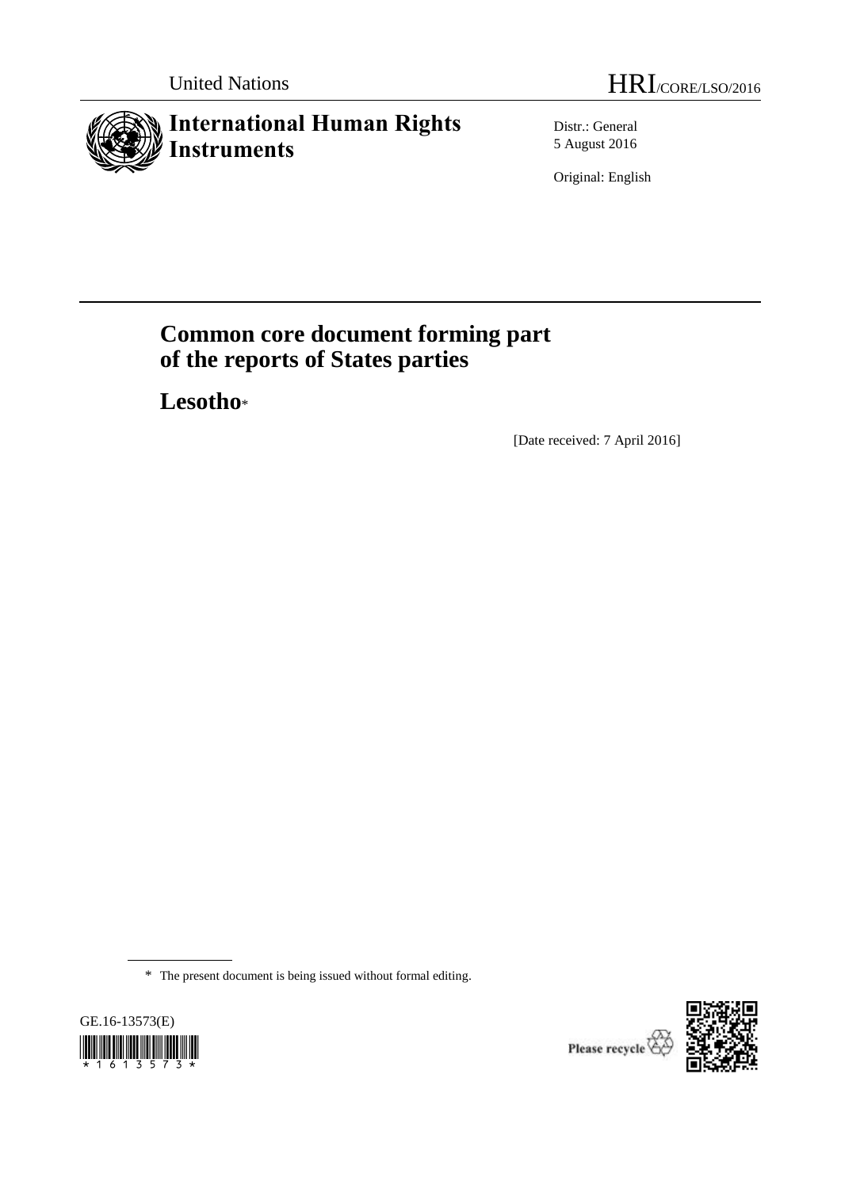United Nations

HRI/CORE/LSO/2016

# International Human Rights Instruments

Distr.: General
5 August 2016

Original: English

# Common core document forming part of the reports of States parties

## Lesotho*

[Date received: 7 April 2016]

\* The present document is being issued without formal editing.

GE.16-13573(E)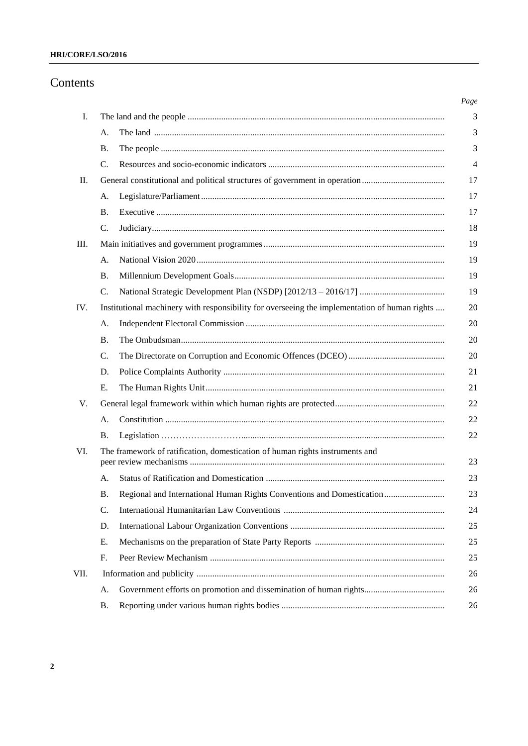# Contents

| | | | Page |
|---|---|---|---|
| I. | The land and the people | | 3 |
| | A. | The land | 3 |
| | B. | The people | 3 |
| | C. | Resources and socio-economic indicators | 4 |
| II. | General constitutional and political structures of government in operation | | 17 |
| | A. | Legislature/Parliament | 17 |
| | B. | Executive | 17 |
| | C. | Judiciary | 18 |
| III. | Main initiatives and government programmes | | 19 |
| | A. | National Vision 2020 | 19 |
| | B. | Millennium Development Goals | 19 |
| | C. | National Strategic Development Plan (NSDP) [2012/13 – 2016/17] | 19 |
| IV. | Institutional machinery with responsibility for overseeing the implementation of human rights | | 20 |
| | A. | Independent Electoral Commission | 20 |
| | B. | The Ombudsman | 20 |
| | C. | The Directorate on Corruption and Economic Offences (DCEO) | 20 |
| | D. | Police Complaints Authority | 21 |
| | E. | The Human Rights Unit | 21 |
| V. | General legal framework within which human rights are protected | | 22 |
| | A. | Constitution | 22 |
| | B. | Legislation | 22 |
| VI. | The framework of ratification, domestication of human rights instruments and peer review mechanisms | | 23 |
| | A. | Status of Ratification and Domestication | 23 |
| | B. | Regional and International Human Rights Conventions and Domestication | 23 |
| | C. | International Humanitarian Law Conventions | 24 |
| | D. | International Labour Organization Conventions | 25 |
| | E. | Mechanisms on the preparation of State Party Reports | 25 |
| | F. | Peer Review Mechanism | 25 |
| VII. | Information and publicity | | 26 |
| | A. | Government efforts on promotion and dissemination of human rights | 26 |
| | B. | Reporting under various human rights bodies | 26 |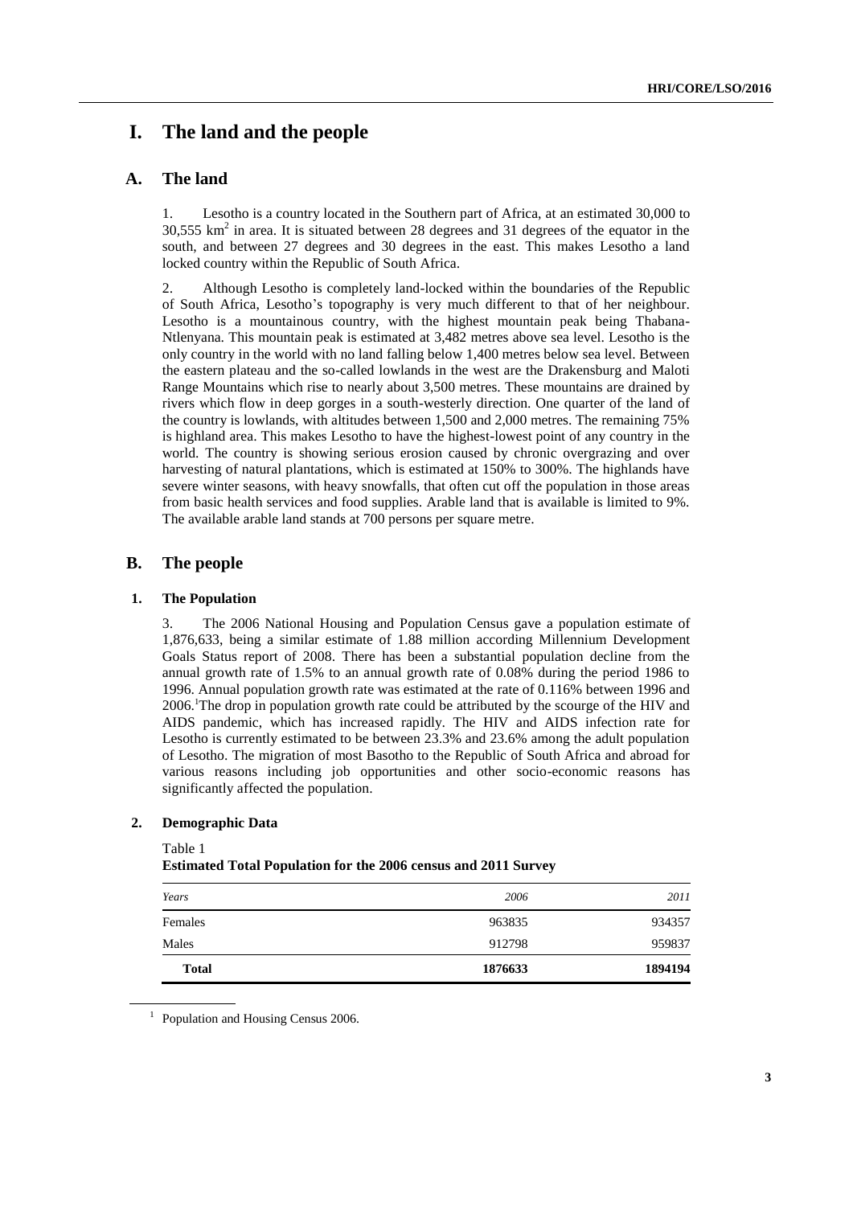# I. The land and the people

## A. The land

1. Lesotho is a country located in the Southern part of Africa, at an estimated 30,000 to 30,555 km$^2$ in area. It is situated between 28 degrees and 31 degrees of the equator in the south, and between 27 degrees and 30 degrees in the east. This makes Lesotho a land locked country within the Republic of South Africa.

2. Although Lesotho is completely land-locked within the boundaries of the Republic of South Africa, Lesotho's topography is very much different to that of her neighbour. Lesotho is a mountainous country, with the highest mountain peak being Thabana-Ntlenyana. This mountain peak is estimated at 3,482 metres above sea level. Lesotho is the only country in the world with no land falling below 1,400 metres below sea level. Between the eastern plateau and the so-called lowlands in the west are the Drakensburg and Maloti Range Mountains which rise to nearly about 3,500 metres. These mountains are drained by rivers which flow in deep gorges in a south-westerly direction. One quarter of the land of the country is lowlands, with altitudes between 1,500 and 2,000 metres. The remaining 75% is highland area. This makes Lesotho to have the highest-lowest point of any country in the world. The country is showing serious erosion caused by chronic overgrazing and over harvesting of natural plantations, which is estimated at 150% to 300%. The highlands have severe winter seasons, with heavy snowfalls, that often cut off the population in those areas from basic health services and food supplies. Arable land that is available is limited to 9%. The available arable land stands at 700 persons per square metre.

## B. The people

### 1. The Population

3. The 2006 National Housing and Population Census gave a population estimate of 1,876,633, being a similar estimate of 1.88 million according Millennium Development Goals Status report of 2008. There has been a substantial population decline from the annual growth rate of 1.5% to an annual growth rate of 0.08% during the period 1986 to 1996. Annual population growth rate was estimated at the rate of 0.116% between 1996 and 2006.[1]The drop in population growth rate could be attributed by the scourge of the HIV and AIDS pandemic, which has increased rapidly. The HIV and AIDS infection rate for Lesotho is currently estimated to be between 23.3% and 23.6% among the adult population of Lesotho. The migration of most Basotho to the Republic of South Africa and abroad for various reasons including job opportunities and other socio-economic reasons has significantly affected the population.

### 2. Demographic Data

Table 1
**Estimated Total Population for the 2006 census and 2011 Survey**

| *Years* | *2006* | *2011* |
|---|---|---|
| Females | 963835 | 934357 |
| Males | 912798 | 959837 |
| **Total** | **1876633** | **1894194** |

[1] Population and Housing Census 2006.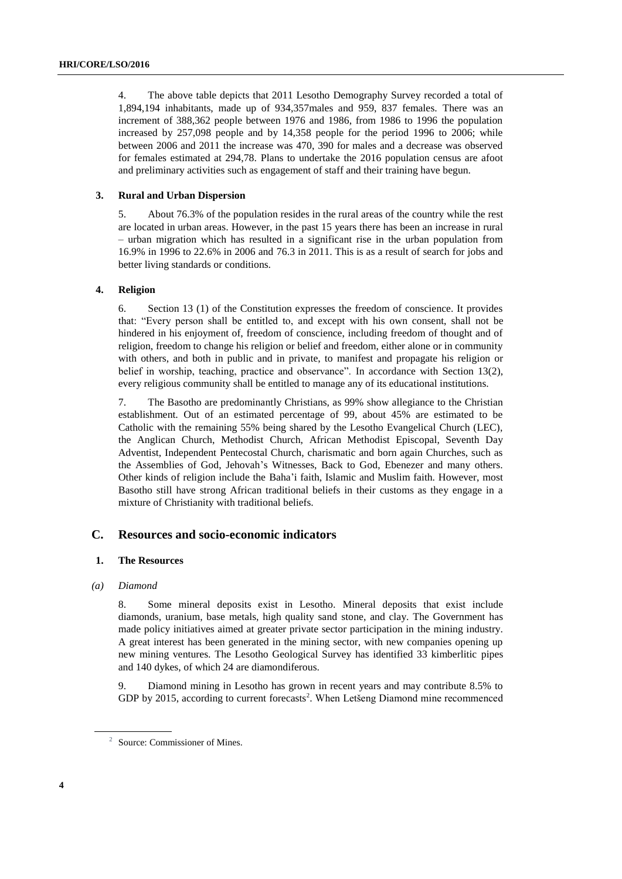4. The above table depicts that 2011 Lesotho Demography Survey recorded a total of 1,894,194 inhabitants, made up of 934,357males and 959, 837 females. There was an increment of 388,362 people between 1976 and 1986, from 1986 to 1996 the population increased by 257,098 people and by 14,358 people for the period 1996 to 2006; while between 2006 and 2011 the increase was 470, 390 for males and a decrease was observed for females estimated at 294,78. Plans to undertake the 2016 population census are afoot and preliminary activities such as engagement of staff and their training have begun.

### 3. Rural and Urban Dispersion

5. About 76.3% of the population resides in the rural areas of the country while the rest are located in urban areas. However, in the past 15 years there has been an increase in rural – urban migration which has resulted in a significant rise in the urban population from 16.9% in 1996 to 22.6% in 2006 and 76.3 in 2011. This is as a result of search for jobs and better living standards or conditions.

### 4. Religion

6. Section 13 (1) of the Constitution expresses the freedom of conscience. It provides that: "Every person shall be entitled to, and except with his own consent, shall not be hindered in his enjoyment of, freedom of conscience, including freedom of thought and of religion, freedom to change his religion or belief and freedom, either alone or in community with others, and both in public and in private, to manifest and propagate his religion or belief in worship, teaching, practice and observance". In accordance with Section 13(2), every religious community shall be entitled to manage any of its educational institutions.

7. The Basotho are predominantly Christians, as 99% show allegiance to the Christian establishment. Out of an estimated percentage of 99, about 45% are estimated to be Catholic with the remaining 55% being shared by the Lesotho Evangelical Church (LEC), the Anglican Church, Methodist Church, African Methodist Episcopal, Seventh Day Adventist, Independent Pentecostal Church, charismatic and born again Churches, such as the Assemblies of God, Jehovah's Witnesses, Back to God, Ebenezer and many others. Other kinds of religion include the Baha'i faith, Islamic and Muslim faith. However, most Basotho still have strong African traditional beliefs in their customs as they engage in a mixture of Christianity with traditional beliefs.

## C. Resources and socio-economic indicators

### 1. The Resources

*(a) Diamond*

8. Some mineral deposits exist in Lesotho. Mineral deposits that exist include diamonds, uranium, base metals, high quality sand stone, and clay. The Government has made policy initiatives aimed at greater private sector participation in the mining industry. A great interest has been generated in the mining sector, with new companies opening up new mining ventures. The Lesotho Geological Survey has identified 33 kimberlitic pipes and 140 dykes, of which 24 are diamondiferous.

9. Diamond mining in Lesotho has grown in recent years and may contribute 8.5% to GDP by 2015, according to current forecasts[2]. When Letšeng Diamond mine recommenced

[2] Source: Commissioner of Mines.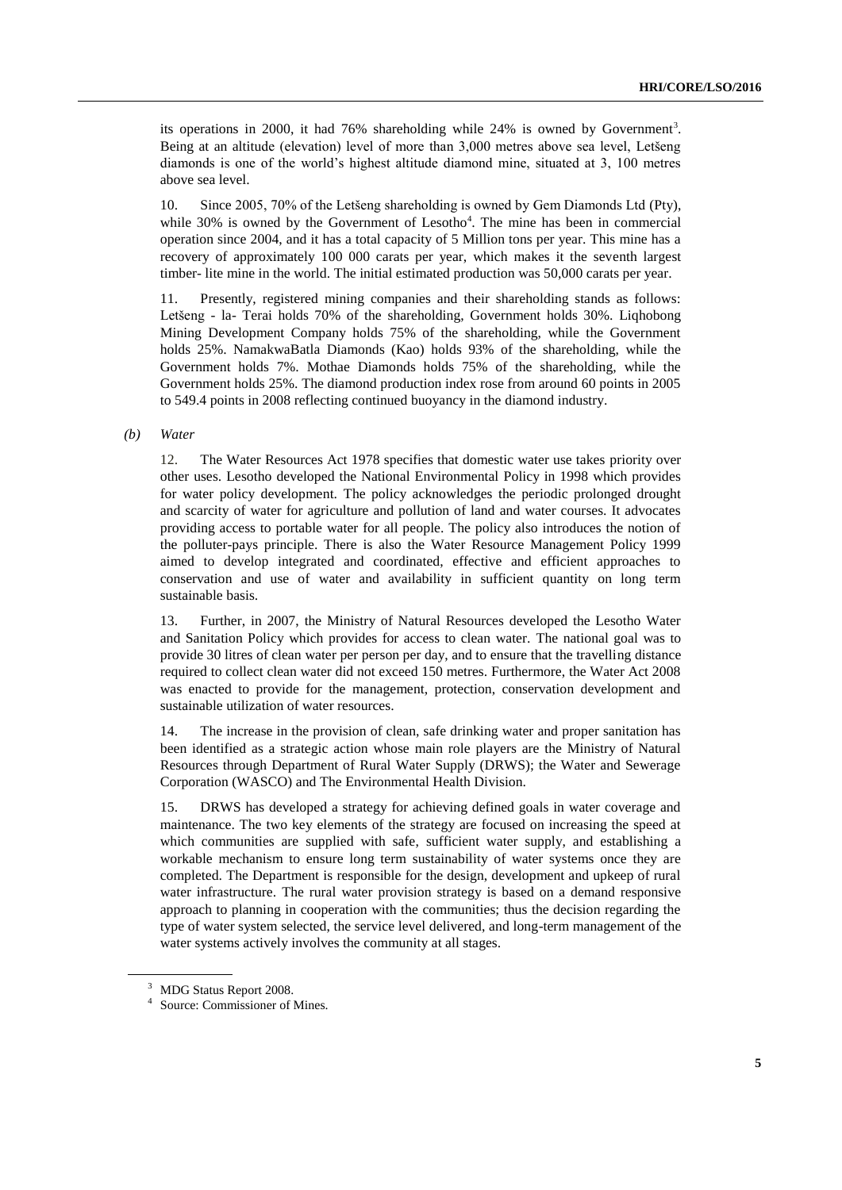its operations in 2000, it had 76% shareholding while 24% is owned by Government[3]. Being at an altitude (elevation) level of more than 3,000 metres above sea level, Letšeng diamonds is one of the world's highest altitude diamond mine, situated at 3, 100 metres above sea level.

10. Since 2005, 70% of the Letšeng shareholding is owned by Gem Diamonds Ltd (Pty), while 30% is owned by the Government of Lesotho[4]. The mine has been in commercial operation since 2004, and it has a total capacity of 5 Million tons per year. This mine has a recovery of approximately 100 000 carats per year, which makes it the seventh largest timber- lite mine in the world. The initial estimated production was 50,000 carats per year.

11. Presently, registered mining companies and their shareholding stands as follows: Letšeng - la- Terai holds 70% of the shareholding, Government holds 30%. Liqhobong Mining Development Company holds 75% of the shareholding, while the Government holds 25%. NamakwaBatla Diamonds (Kao) holds 93% of the shareholding, while the Government holds 7%. Mothae Diamonds holds 75% of the shareholding, while the Government holds 25%. The diamond production index rose from around 60 points in 2005 to 549.4 points in 2008 reflecting continued buoyancy in the diamond industry.

*(b) Water*

12. The Water Resources Act 1978 specifies that domestic water use takes priority over other uses. Lesotho developed the National Environmental Policy in 1998 which provides for water policy development. The policy acknowledges the periodic prolonged drought and scarcity of water for agriculture and pollution of land and water courses. It advocates providing access to portable water for all people. The policy also introduces the notion of the polluter-pays principle. There is also the Water Resource Management Policy 1999 aimed to develop integrated and coordinated, effective and efficient approaches to conservation and use of water and availability in sufficient quantity on long term sustainable basis.

13. Further, in 2007, the Ministry of Natural Resources developed the Lesotho Water and Sanitation Policy which provides for access to clean water. The national goal was to provide 30 litres of clean water per person per day, and to ensure that the travelling distance required to collect clean water did not exceed 150 metres. Furthermore, the Water Act 2008 was enacted to provide for the management, protection, conservation development and sustainable utilization of water resources.

14. The increase in the provision of clean, safe drinking water and proper sanitation has been identified as a strategic action whose main role players are the Ministry of Natural Resources through Department of Rural Water Supply (DRWS); the Water and Sewerage Corporation (WASCO) and The Environmental Health Division.

15. DRWS has developed a strategy for achieving defined goals in water coverage and maintenance. The two key elements of the strategy are focused on increasing the speed at which communities are supplied with safe, sufficient water supply, and establishing a workable mechanism to ensure long term sustainability of water systems once they are completed. The Department is responsible for the design, development and upkeep of rural water infrastructure. The rural water provision strategy is based on a demand responsive approach to planning in cooperation with the communities; thus the decision regarding the type of water system selected, the service level delivered, and long-term management of the water systems actively involves the community at all stages.

[3] MDG Status Report 2008.

[4] Source: Commissioner of Mines.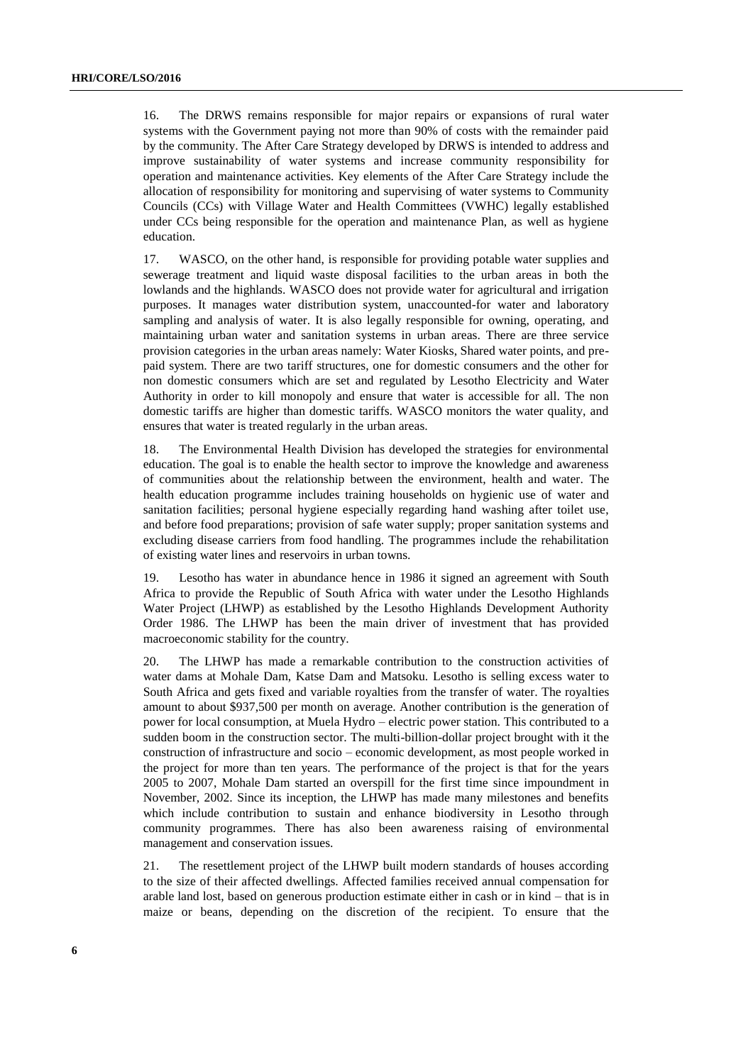16. The DRWS remains responsible for major repairs or expansions of rural water systems with the Government paying not more than 90% of costs with the remainder paid by the community. The After Care Strategy developed by DRWS is intended to address and improve sustainability of water systems and increase community responsibility for operation and maintenance activities. Key elements of the After Care Strategy include the allocation of responsibility for monitoring and supervising of water systems to Community Councils (CCs) with Village Water and Health Committees (VWHC) legally established under CCs being responsible for the operation and maintenance Plan, as well as hygiene education.

17. WASCO, on the other hand, is responsible for providing potable water supplies and sewerage treatment and liquid waste disposal facilities to the urban areas in both the lowlands and the highlands. WASCO does not provide water for agricultural and irrigation purposes. It manages water distribution system, unaccounted-for water and laboratory sampling and analysis of water. It is also legally responsible for owning, operating, and maintaining urban water and sanitation systems in urban areas. There are three service provision categories in the urban areas namely: Water Kiosks, Shared water points, and pre-paid system. There are two tariff structures, one for domestic consumers and the other for non domestic consumers which are set and regulated by Lesotho Electricity and Water Authority in order to kill monopoly and ensure that water is accessible for all. The non domestic tariffs are higher than domestic tariffs. WASCO monitors the water quality, and ensures that water is treated regularly in the urban areas.

18. The Environmental Health Division has developed the strategies for environmental education. The goal is to enable the health sector to improve the knowledge and awareness of communities about the relationship between the environment, health and water. The health education programme includes training households on hygienic use of water and sanitation facilities; personal hygiene especially regarding hand washing after toilet use, and before food preparations; provision of safe water supply; proper sanitation systems and excluding disease carriers from food handling. The programmes include the rehabilitation of existing water lines and reservoirs in urban towns.

19. Lesotho has water in abundance hence in 1986 it signed an agreement with South Africa to provide the Republic of South Africa with water under the Lesotho Highlands Water Project (LHWP) as established by the Lesotho Highlands Development Authority Order 1986. The LHWP has been the main driver of investment that has provided macroeconomic stability for the country.

20. The LHWP has made a remarkable contribution to the construction activities of water dams at Mohale Dam, Katse Dam and Matsoku. Lesotho is selling excess water to South Africa and gets fixed and variable royalties from the transfer of water. The royalties amount to about $937,500 per month on average. Another contribution is the generation of power for local consumption, at Muela Hydro – electric power station. This contributed to a sudden boom in the construction sector. The multi-billion-dollar project brought with it the construction of infrastructure and socio – economic development, as most people worked in the project for more than ten years. The performance of the project is that for the years 2005 to 2007, Mohale Dam started an overspill for the first time since impoundment in November, 2002. Since its inception, the LHWP has made many milestones and benefits which include contribution to sustain and enhance biodiversity in Lesotho through community programmes. There has also been awareness raising of environmental management and conservation issues.

21. The resettlement project of the LHWP built modern standards of houses according to the size of their affected dwellings. Affected families received annual compensation for arable land lost, based on generous production estimate either in cash or in kind – that is in maize or beans, depending on the discretion of the recipient. To ensure that the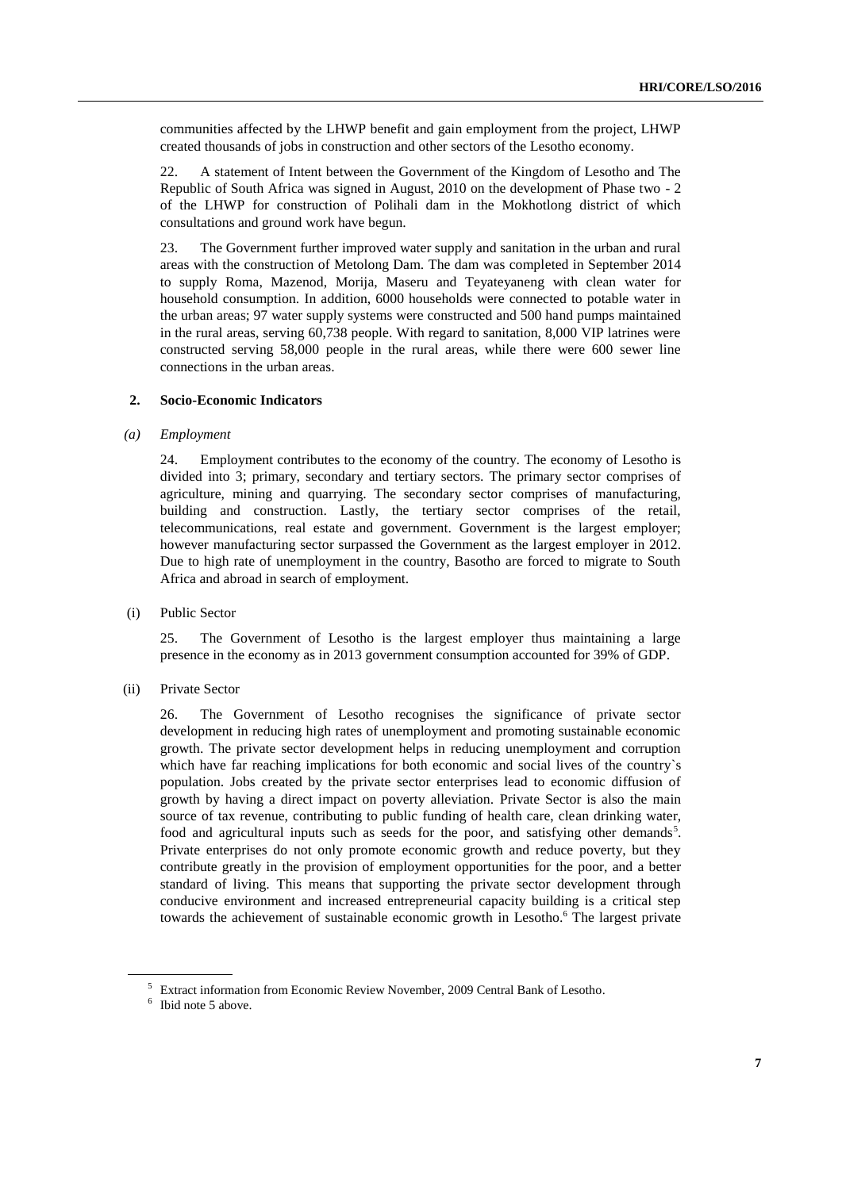communities affected by the LHWP benefit and gain employment from the project, LHWP created thousands of jobs in construction and other sectors of the Lesotho economy.

22. A statement of Intent between the Government of the Kingdom of Lesotho and The Republic of South Africa was signed in August, 2010 on the development of Phase two - 2 of the LHWP for construction of Polihali dam in the Mokhotlong district of which consultations and ground work have begun.

23. The Government further improved water supply and sanitation in the urban and rural areas with the construction of Metolong Dam. The dam was completed in September 2014 to supply Roma, Mazenod, Morija, Maseru and Teyateyaneng with clean water for household consumption. In addition, 6000 households were connected to potable water in the urban areas; 97 water supply systems were constructed and 500 hand pumps maintained in the rural areas, serving 60,738 people. With regard to sanitation, 8,000 VIP latrines were constructed serving 58,000 people in the rural areas, while there were 600 sewer line connections in the urban areas.

## 2. Socio-Economic Indicators

### *(a) Employment*

24. Employment contributes to the economy of the country. The economy of Lesotho is divided into 3; primary, secondary and tertiary sectors. The primary sector comprises of agriculture, mining and quarrying. The secondary sector comprises of manufacturing, building and construction. Lastly, the tertiary sector comprises of the retail, telecommunications, real estate and government. Government is the largest employer; however manufacturing sector surpassed the Government as the largest employer in 2012. Due to high rate of unemployment in the country, Basotho are forced to migrate to South Africa and abroad in search of employment.

(i) Public Sector

25. The Government of Lesotho is the largest employer thus maintaining a large presence in the economy as in 2013 government consumption accounted for 39% of GDP.

(ii) Private Sector

26. The Government of Lesotho recognises the significance of private sector development in reducing high rates of unemployment and promoting sustainable economic growth. The private sector development helps in reducing unemployment and corruption which have far reaching implications for both economic and social lives of the country`s population. Jobs created by the private sector enterprises lead to economic diffusion of growth by having a direct impact on poverty alleviation. Private Sector is also the main source of tax revenue, contributing to public funding of health care, clean drinking water, food and agricultural inputs such as seeds for the poor, and satisfying other demands[5]. Private enterprises do not only promote economic growth and reduce poverty, but they contribute greatly in the provision of employment opportunities for the poor, and a better standard of living. This means that supporting the private sector development through conducive environment and increased entrepreneurial capacity building is a critical step towards the achievement of sustainable economic growth in Lesotho.[6] The largest private

[5] Extract information from Economic Review November, 2009 Central Bank of Lesotho.

[6] Ibid note 5 above.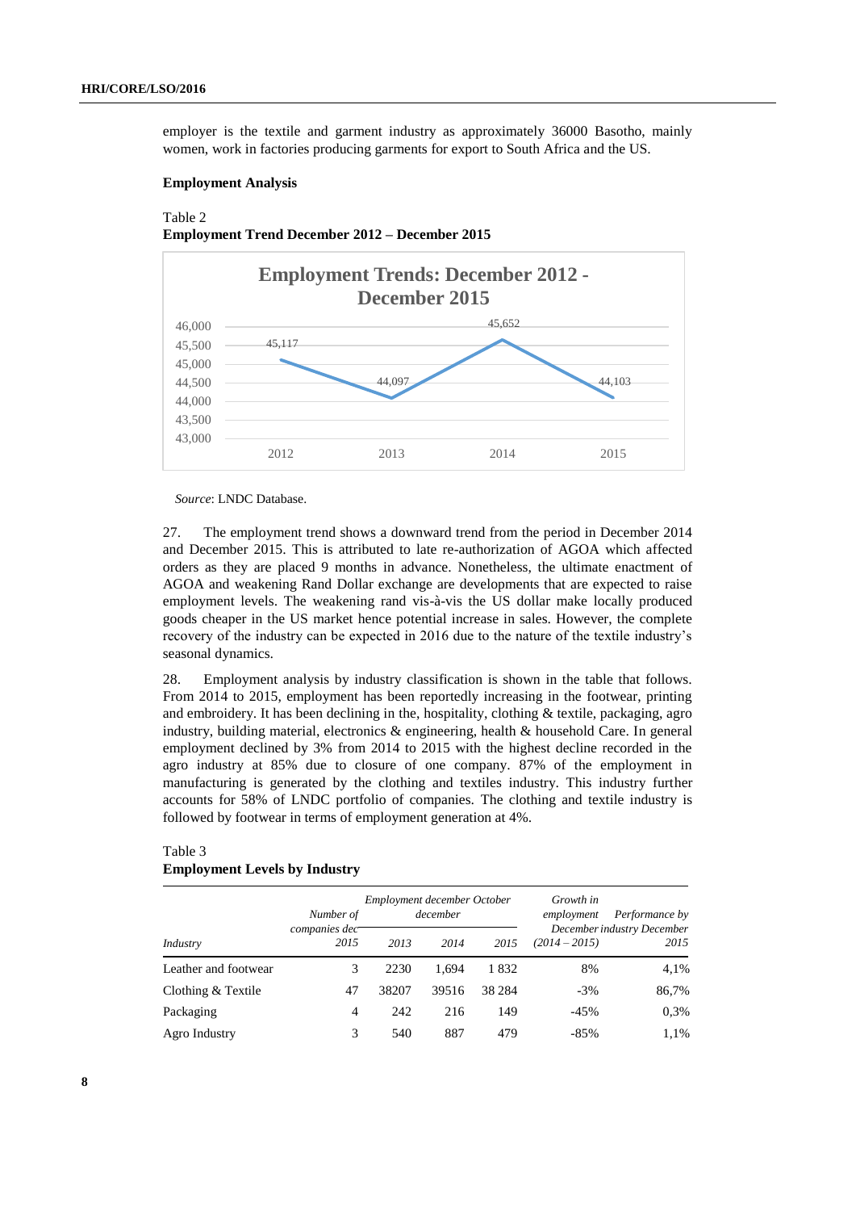employer is the textile and garment industry as approximately 36000 Basotho, mainly women, work in factories producing garments for export to South Africa and the US.

**Employment Analysis**

Table 2
**Employment Trend December 2012 – December 2015**

**Employment Trends: December 2012 - December 2015**

| Year | Employment |
|---|---|
| 2012 | 45,117 |
| 2013 | 44,097 |
| 2014 | 45,652 |
| 2015 | 44,103 |

*Source*: LNDC Database.

27. The employment trend shows a downward trend from the period in December 2014 and December 2015. This is attributed to late re-authorization of AGOA which affected orders as they are placed 9 months in advance. Nonetheless, the ultimate enactment of AGOA and weakening Rand Dollar exchange are developments that are expected to raise employment levels. The weakening rand vis-à-vis the US dollar make locally produced goods cheaper in the US market hence potential increase in sales. However, the complete recovery of the industry can be expected in 2016 due to the nature of the textile industry's seasonal dynamics.

28. Employment analysis by industry classification is shown in the table that follows. From 2014 to 2015, employment has been reportedly increasing in the footwear, printing and embroidery. It has been declining in the, hospitality, clothing & textile, packaging, agro industry, building material, electronics & engineering, health & household Care. In general employment declined by 3% from 2014 to 2015 with the highest decline recorded in the agro industry at 85% due to closure of one company. 87% of the employment in manufacturing is generated by the clothing and textiles industry. This industry further accounts for 58% of LNDC portfolio of companies. The clothing and textile industry is followed by footwear in terms of employment generation at 4%.

Table 3
**Employment Levels by Industry**

| *Industry* | *Number of companies dec 2015* | *Employment december October december* | | | *Growth in employment December (2014 – 2015)* | *Performance by industry December 2015* |
|---|---|---|---|---|---|---|
| | | *2013* | *2014* | *2015* | | |
| Leather and footwear | 3 | 2230 | 1,694 | 1 832 | 8% | 4,1% |
| Clothing & Textile | 47 | 38207 | 39516 | 38 284 | -3% | 86,7% |
| Packaging | 4 | 242 | 216 | 149 | -45% | 0,3% |
| Agro Industry | 3 | 540 | 887 | 479 | -85% | 1,1% |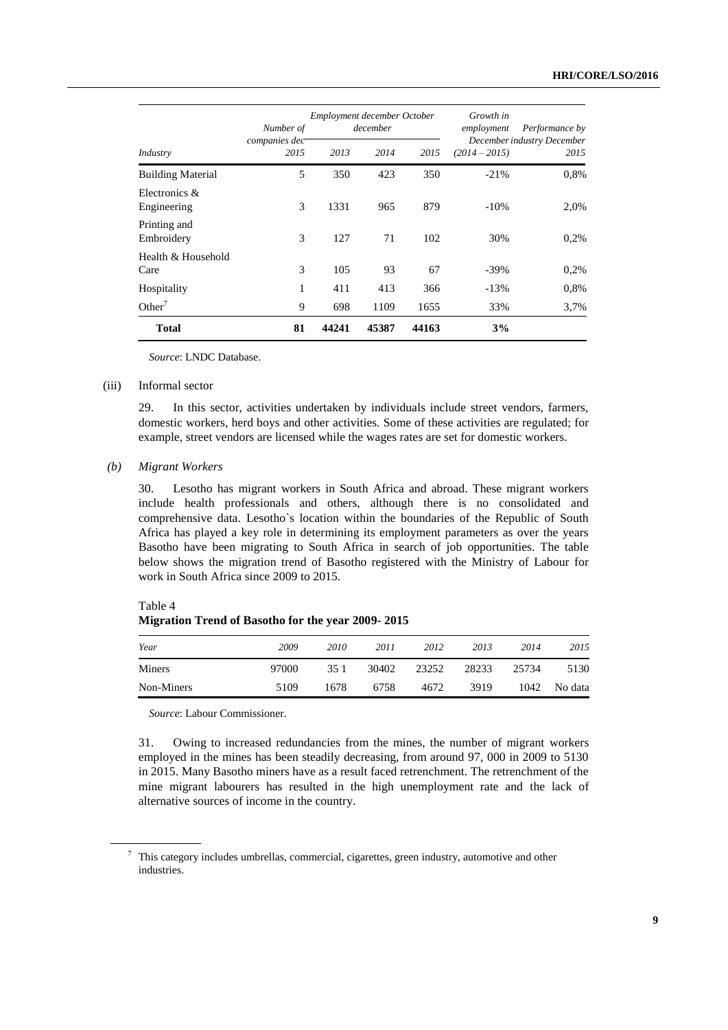| Industry | Number of companies dec 2015 | Employment december October december | | | Growth in employment (2014 – 2015) | Performance by December industry December 2015 |
|---|---|---|---|---|---|---|
| | | 2013 | 2014 | 2015 | | |
| Building Material | 5 | 350 | 423 | 350 | -21% | 0,8% |
| Electronics & Engineering | 3 | 1331 | 965 | 879 | -10% | 2,0% |
| Printing and Embroidery | 3 | 127 | 71 | 102 | 30% | 0,2% |
| Health & Household Care | 3 | 105 | 93 | 67 | -39% | 0,2% |
| Hospitality | 1 | 411 | 413 | 366 | -13% | 0,8% |
| Other[7] | 9 | 698 | 1109 | 1655 | 33% | 3,7% |
| **Total** | **81** | **44241** | **45387** | **44163** | **3%** | |

*Source*: LNDC Database.

(iii) Informal sector

29. In this sector, activities undertaken by individuals include street vendors, farmers, domestic workers, herd boys and other activities. Some of these activities are regulated; for example, street vendors are licensed while the wages rates are set for domestic workers.

*(b) Migrant Workers*

30. Lesotho has migrant workers in South Africa and abroad. These migrant workers include health professionals and others, although there is no consolidated and comprehensive data. Lesotho`s location within the boundaries of the Republic of South Africa has played a key role in determining its employment parameters as over the years Basotho have been migrating to South Africa in search of job opportunities. The table below shows the migration trend of Basotho registered with the Ministry of Labour for work in South Africa since 2009 to 2015.

Table 4
**Migration Trend of Basotho for the year 2009- 2015**

| Year | 2009 | 2010 | 2011 | 2012 | 2013 | 2014 | 2015 |
|---|---|---|---|---|---|---|---|
| Miners | 97000 | 35 1 | 30402 | 23252 | 28233 | 25734 | 5130 |
| Non-Miners | 5109 | 1678 | 6758 | 4672 | 3919 | 1042 | No data |

*Source*: Labour Commissioner.

31. Owing to increased redundancies from the mines, the number of migrant workers employed in the mines has been steadily decreasing, from around 97, 000 in 2009 to 5130 in 2015. Many Basotho miners have as a result faced retrenchment. The retrenchment of the mine migrant labourers has resulted in the high unemployment rate and the lack of alternative sources of income in the country.

[7] This category includes umbrellas, commercial, cigarettes, green industry, automotive and other industries.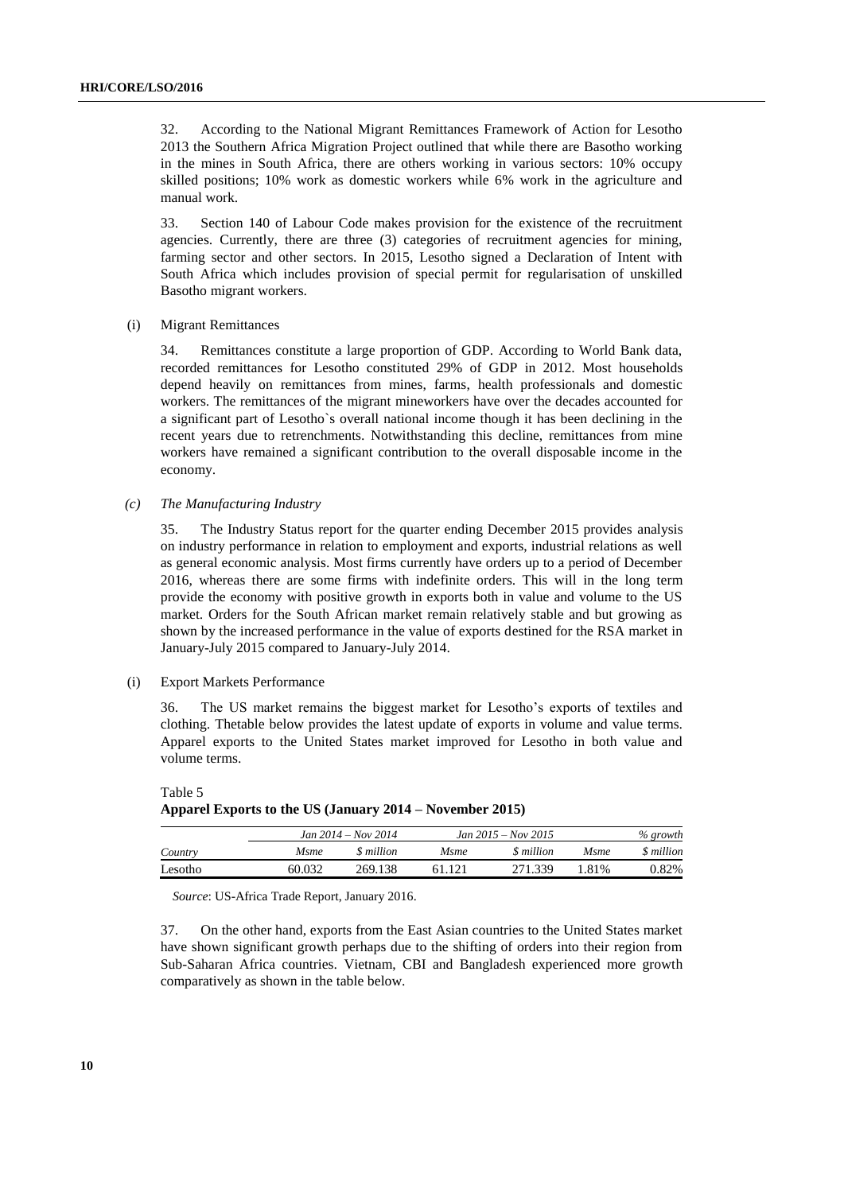32. According to the National Migrant Remittances Framework of Action for Lesotho 2013 the Southern Africa Migration Project outlined that while there are Basotho working in the mines in South Africa, there are others working in various sectors: 10% occupy skilled positions; 10% work as domestic workers while 6% work in the agriculture and manual work.

33. Section 140 of Labour Code makes provision for the existence of the recruitment agencies. Currently, there are three (3) categories of recruitment agencies for mining, farming sector and other sectors. In 2015, Lesotho signed a Declaration of Intent with South Africa which includes provision of special permit for regularisation of unskilled Basotho migrant workers.

(i) Migrant Remittances

34. Remittances constitute a large proportion of GDP. According to World Bank data, recorded remittances for Lesotho constituted 29% of GDP in 2012. Most households depend heavily on remittances from mines, farms, health professionals and domestic workers. The remittances of the migrant mineworkers have over the decades accounted for a significant part of Lesotho`s overall national income though it has been declining in the recent years due to retrenchments. Notwithstanding this decline, remittances from mine workers have remained a significant contribution to the overall disposable income in the economy.

*(c) The Manufacturing Industry*

35. The Industry Status report for the quarter ending December 2015 provides analysis on industry performance in relation to employment and exports, industrial relations as well as general economic analysis. Most firms currently have orders up to a period of December 2016, whereas there are some firms with indefinite orders. This will in the long term provide the economy with positive growth in exports both in value and volume to the US market. Orders for the South African market remain relatively stable and but growing as shown by the increased performance in the value of exports destined for the RSA market in January-July 2015 compared to January-July 2014.

(i) Export Markets Performance

36. The US market remains the biggest market for Lesotho's exports of textiles and clothing. Thetable below provides the latest update of exports in volume and value terms. Apparel exports to the United States market improved for Lesotho in both value and volume terms.

Table 5
**Apparel Exports to the US (January 2014 – November 2015)**

| | *Jan 2014 – Nov 2014* | | *Jan 2015 – Nov 2015* | | *% growth* | |
|---|---|---|---|---|---|---|
| *Country* | *Msme* | *$ million* | *Msme* | *$ million* | *Msme* | *$ million* |
| Lesotho | 60.032 | 269.138 | 61.121 | 271.339 | 1.81% | 0.82% |

*Source*: US-Africa Trade Report, January 2016.

37. On the other hand, exports from the East Asian countries to the United States market have shown significant growth perhaps due to the shifting of orders into their region from Sub-Saharan Africa countries. Vietnam, CBI and Bangladesh experienced more growth comparatively as shown in the table below.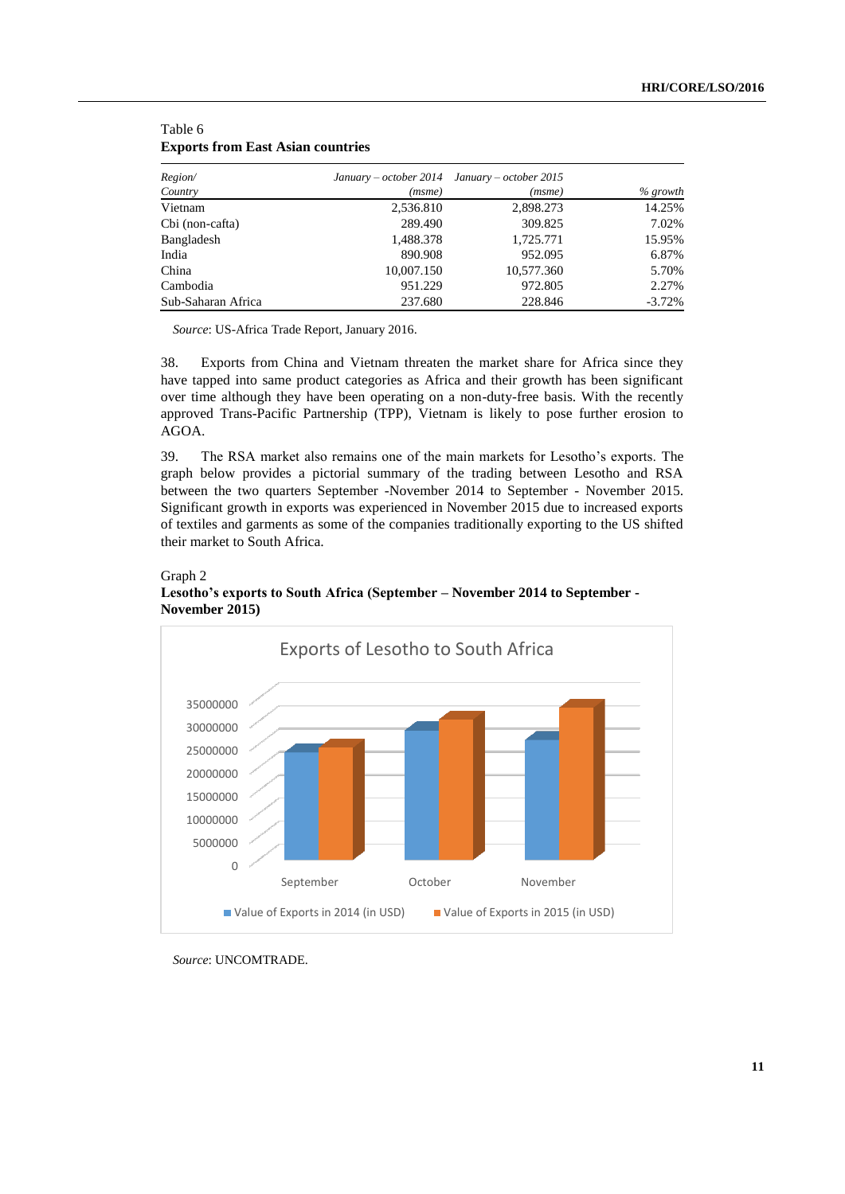Table 6
**Exports from East Asian countries**

| *Region/ Country* | *January – october 2014 (msme)* | *January – october 2015 (msme)* | *% growth* |
|---|---|---|---|
| Vietnam | 2,536.810 | 2,898.273 | 14.25% |
| Cbi (non-cafta) | 289.490 | 309.825 | 7.02% |
| Bangladesh | 1,488.378 | 1,725.771 | 15.95% |
| India | 890.908 | 952.095 | 6.87% |
| China | 10,007.150 | 10,577.360 | 5.70% |
| Cambodia | 951.229 | 972.805 | 2.27% |
| Sub-Saharan Africa | 237.680 | 228.846 | -3.72% |

*Source*: US-Africa Trade Report, January 2016.

38. Exports from China and Vietnam threaten the market share for Africa since they have tapped into same product categories as Africa and their growth has been significant over time although they have been operating on a non-duty-free basis. With the recently approved Trans-Pacific Partnership (TPP), Vietnam is likely to pose further erosion to AGOA.

39. The RSA market also remains one of the main markets for Lesotho's exports. The graph below provides a pictorial summary of the trading between Lesotho and RSA between the two quarters September -November 2014 to September - November 2015. Significant growth in exports was experienced in November 2015 due to increased exports of textiles and garments as some of the companies traditionally exporting to the US shifted their market to South Africa.

Graph 2
**Lesotho's exports to South Africa (September – November 2014 to September - November 2015)**

*Source*: UNCOMTRADE.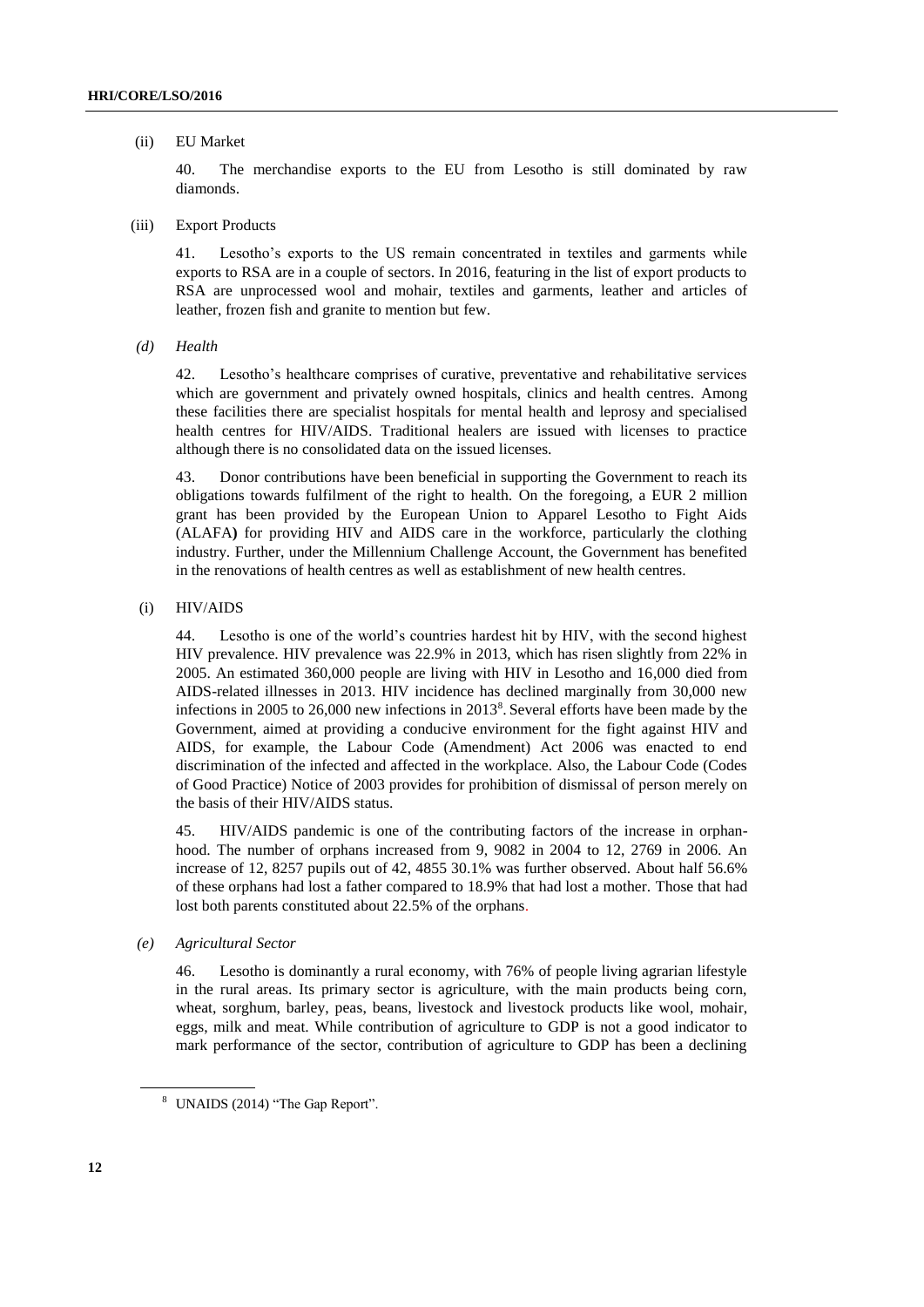(ii) EU Market

40. The merchandise exports to the EU from Lesotho is still dominated by raw diamonds.

(iii) Export Products

41. Lesotho's exports to the US remain concentrated in textiles and garments while exports to RSA are in a couple of sectors. In 2016, featuring in the list of export products to RSA are unprocessed wool and mohair, textiles and garments, leather and articles of leather, frozen fish and granite to mention but few.

*(d) Health*

42. Lesotho's healthcare comprises of curative, preventative and rehabilitative services which are government and privately owned hospitals, clinics and health centres. Among these facilities there are specialist hospitals for mental health and leprosy and specialised health centres for HIV/AIDS. Traditional healers are issued with licenses to practice although there is no consolidated data on the issued licenses.

43. Donor contributions have been beneficial in supporting the Government to reach its obligations towards fulfilment of the right to health. On the foregoing, a EUR 2 million grant has been provided by the European Union to Apparel Lesotho to Fight Aids (ALAFA**)** for providing HIV and AIDS care in the workforce, particularly the clothing industry. Further, under the Millennium Challenge Account, the Government has benefited in the renovations of health centres as well as establishment of new health centres.

(i) HIV/AIDS

44. Lesotho is one of the world's countries hardest hit by HIV, with the second highest HIV prevalence. HIV prevalence was 22.9% in 2013, which has risen slightly from 22% in 2005. An estimated 360,000 people are living with HIV in Lesotho and 16,000 died from AIDS-related illnesses in 2013. HIV incidence has declined marginally from 30,000 new infections in 2005 to 26,000 new infections in 2013[8]. Several efforts have been made by the Government, aimed at providing a conducive environment for the fight against HIV and AIDS, for example, the Labour Code (Amendment) Act 2006 was enacted to end discrimination of the infected and affected in the workplace. Also, the Labour Code (Codes of Good Practice) Notice of 2003 provides for prohibition of dismissal of person merely on the basis of their HIV/AIDS status.

45. HIV/AIDS pandemic is one of the contributing factors of the increase in orphan-hood. The number of orphans increased from 9, 9082 in 2004 to 12, 2769 in 2006. An increase of 12, 8257 pupils out of 42, 4855 30.1% was further observed. About half 56.6% of these orphans had lost a father compared to 18.9% that had lost a mother. Those that had lost both parents constituted about 22.5% of the orphans.

*(e) Agricultural Sector*

46. Lesotho is dominantly a rural economy, with 76% of people living agrarian lifestyle in the rural areas. Its primary sector is agriculture, with the main products being corn, wheat, sorghum, barley, peas, beans, livestock and livestock products like wool, mohair, eggs, milk and meat. While contribution of agriculture to GDP is not a good indicator to mark performance of the sector, contribution of agriculture to GDP has been a declining

[8] UNAIDS (2014) "The Gap Report".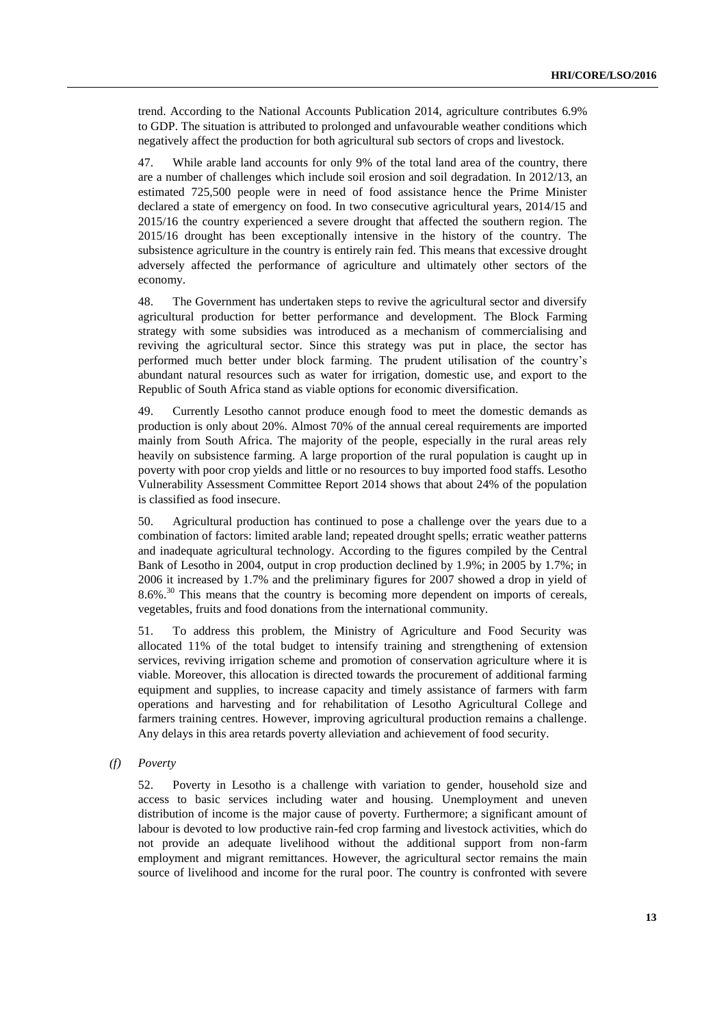trend. According to the National Accounts Publication 2014, agriculture contributes 6.9% to GDP. The situation is attributed to prolonged and unfavourable weather conditions which negatively affect the production for both agricultural sub sectors of crops and livestock.

47. While arable land accounts for only 9% of the total land area of the country, there are a number of challenges which include soil erosion and soil degradation. In 2012/13, an estimated 725,500 people were in need of food assistance hence the Prime Minister declared a state of emergency on food. In two consecutive agricultural years, 2014/15 and 2015/16 the country experienced a severe drought that affected the southern region. The 2015/16 drought has been exceptionally intensive in the history of the country. The subsistence agriculture in the country is entirely rain fed. This means that excessive drought adversely affected the performance of agriculture and ultimately other sectors of the economy.

48. The Government has undertaken steps to revive the agricultural sector and diversify agricultural production for better performance and development. The Block Farming strategy with some subsidies was introduced as a mechanism of commercialising and reviving the agricultural sector. Since this strategy was put in place, the sector has performed much better under block farming. The prudent utilisation of the country's abundant natural resources such as water for irrigation, domestic use, and export to the Republic of South Africa stand as viable options for economic diversification.

49. Currently Lesotho cannot produce enough food to meet the domestic demands as production is only about 20%. Almost 70% of the annual cereal requirements are imported mainly from South Africa. The majority of the people, especially in the rural areas rely heavily on subsistence farming. A large proportion of the rural population is caught up in poverty with poor crop yields and little or no resources to buy imported food staffs. Lesotho Vulnerability Assessment Committee Report 2014 shows that about 24% of the population is classified as food insecure.

50. Agricultural production has continued to pose a challenge over the years due to a combination of factors: limited arable land; repeated drought spells; erratic weather patterns and inadequate agricultural technology. According to the figures compiled by the Central Bank of Lesotho in 2004, output in crop production declined by 1.9%; in 2005 by 1.7%; in 2006 it increased by 1.7% and the preliminary figures for 2007 showed a drop in yield of 8.6%.[30] This means that the country is becoming more dependent on imports of cereals, vegetables, fruits and food donations from the international community.

51. To address this problem, the Ministry of Agriculture and Food Security was allocated 11% of the total budget to intensify training and strengthening of extension services, reviving irrigation scheme and promotion of conservation agriculture where it is viable. Moreover, this allocation is directed towards the procurement of additional farming equipment and supplies, to increase capacity and timely assistance of farmers with farm operations and harvesting and for rehabilitation of Lesotho Agricultural College and farmers training centres. However, improving agricultural production remains a challenge. Any delays in this area retards poverty alleviation and achievement of food security.

*(f) Poverty*

52. Poverty in Lesotho is a challenge with variation to gender, household size and access to basic services including water and housing. Unemployment and uneven distribution of income is the major cause of poverty. Furthermore; a significant amount of labour is devoted to low productive rain-fed crop farming and livestock activities, which do not provide an adequate livelihood without the additional support from non-farm employment and migrant remittances. However, the agricultural sector remains the main source of livelihood and income for the rural poor. The country is confronted with severe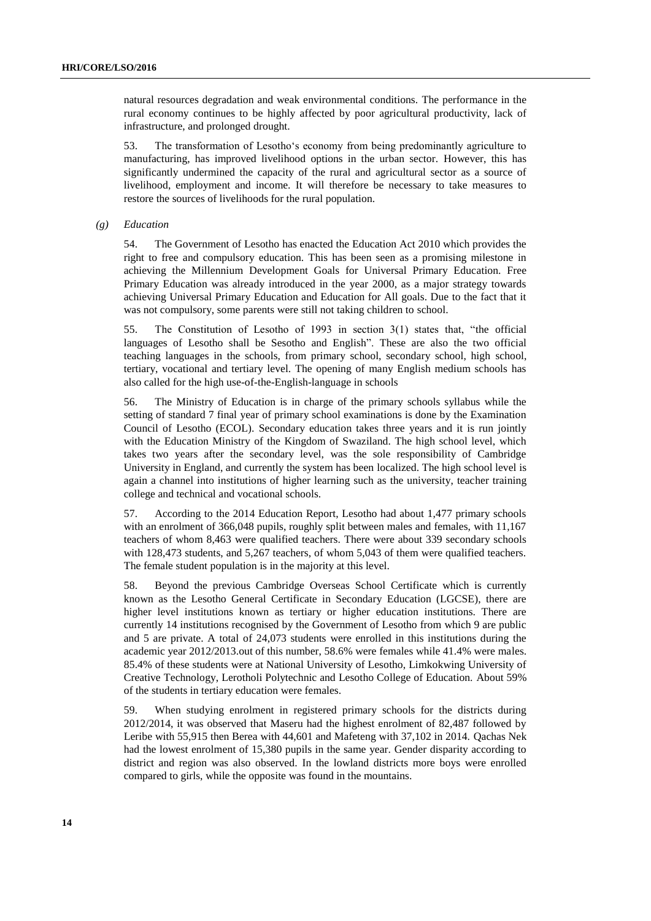natural resources degradation and weak environmental conditions. The performance in the rural economy continues to be highly affected by poor agricultural productivity, lack of infrastructure, and prolonged drought.

53. The transformation of Lesotho's economy from being predominantly agriculture to manufacturing, has improved livelihood options in the urban sector. However, this has significantly undermined the capacity of the rural and agricultural sector as a source of livelihood, employment and income. It will therefore be necessary to take measures to restore the sources of livelihoods for the rural population.

### *(g) Education*

54. The Government of Lesotho has enacted the Education Act 2010 which provides the right to free and compulsory education. This has been seen as a promising milestone in achieving the Millennium Development Goals for Universal Primary Education. Free Primary Education was already introduced in the year 2000, as a major strategy towards achieving Universal Primary Education and Education for All goals. Due to the fact that it was not compulsory, some parents were still not taking children to school.

55. The Constitution of Lesotho of 1993 in section 3(1) states that, "the official languages of Lesotho shall be Sesotho and English". These are also the two official teaching languages in the schools, from primary school, secondary school, high school, tertiary, vocational and tertiary level. The opening of many English medium schools has also called for the high use-of-the-English-language in schools

56. The Ministry of Education is in charge of the primary schools syllabus while the setting of standard 7 final year of primary school examinations is done by the Examination Council of Lesotho (ECOL). Secondary education takes three years and it is run jointly with the Education Ministry of the Kingdom of Swaziland. The high school level, which takes two years after the secondary level, was the sole responsibility of Cambridge University in England, and currently the system has been localized. The high school level is again a channel into institutions of higher learning such as the university, teacher training college and technical and vocational schools.

57. According to the 2014 Education Report, Lesotho had about 1,477 primary schools with an enrolment of 366,048 pupils, roughly split between males and females, with 11,167 teachers of whom 8,463 were qualified teachers. There were about 339 secondary schools with 128,473 students, and 5,267 teachers, of whom 5,043 of them were qualified teachers. The female student population is in the majority at this level.

58. Beyond the previous Cambridge Overseas School Certificate which is currently known as the Lesotho General Certificate in Secondary Education (LGCSE), there are higher level institutions known as tertiary or higher education institutions. There are currently 14 institutions recognised by the Government of Lesotho from which 9 are public and 5 are private. A total of 24,073 students were enrolled in this institutions during the academic year 2012/2013.out of this number, 58.6% were females while 41.4% were males. 85.4% of these students were at National University of Lesotho, Limkokwing University of Creative Technology, Lerotholi Polytechnic and Lesotho College of Education. About 59% of the students in tertiary education were females.

59. When studying enrolment in registered primary schools for the districts during 2012/2014, it was observed that Maseru had the highest enrolment of 82,487 followed by Leribe with 55,915 then Berea with 44,601 and Mafeteng with 37,102 in 2014. Qachas Nek had the lowest enrolment of 15,380 pupils in the same year. Gender disparity according to district and region was also observed. In the lowland districts more boys were enrolled compared to girls, while the opposite was found in the mountains.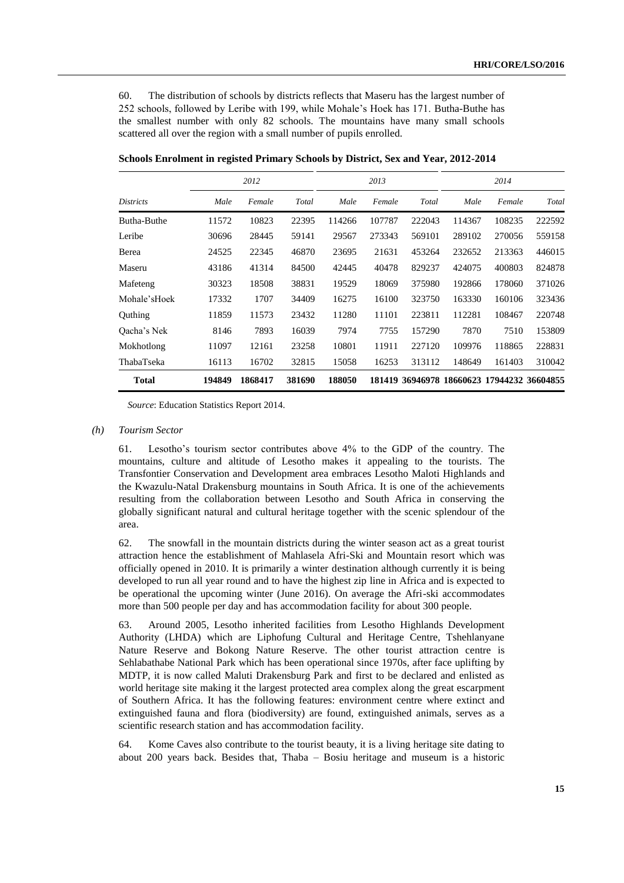60. The distribution of schools by districts reflects that Maseru has the largest number of 252 schools, followed by Leribe with 199, while Mohale's Hoek has 171. Butha-Buthe has the smallest number with only 82 schools. The mountains have many small schools scattered all over the region with a small number of pupils enrolled.

**Schools Enrolment in registed Primary Schools by District, Sex and Year, 2012-2014**

| | *2012* | | | *2013* | | | *2014* | | |
|---|---|---|---|---|---|---|---|---|---|
| *Districts* | *Male* | *Female* | *Total* | *Male* | *Female* | *Total* | *Male* | *Female* | *Total* |
| Butha-Buthe | 11572 | 10823 | 22395 | 114266 | 107787 | 222043 | 114367 | 108235 | 222592 |
| Leribe | 30696 | 28445 | 59141 | 29567 | 273343 | 569101 | 289102 | 270056 | 559158 |
| Berea | 24525 | 22345 | 46870 | 23695 | 21631 | 453264 | 232652 | 213363 | 446015 |
| Maseru | 43186 | 41314 | 84500 | 42445 | 40478 | 829237 | 424075 | 400803 | 824878 |
| Mafeteng | 30323 | 18508 | 38831 | 19529 | 18069 | 375980 | 192866 | 178060 | 371026 |
| Mohale'sHoek | 17332 | 1707 | 34409 | 16275 | 16100 | 323750 | 163330 | 160106 | 323436 |
| Quthing | 11859 | 11573 | 23432 | 11280 | 11101 | 223811 | 112281 | 108467 | 220748 |
| Qacha's Nek | 8146 | 7893 | 16039 | 7974 | 7755 | 157290 | 7870 | 7510 | 153809 |
| Mokhotlong | 11097 | 12161 | 23258 | 10801 | 11911 | 227120 | 109976 | 118865 | 228831 |
| ThabaTseka | 16113 | 16702 | 32815 | 15058 | 16253 | 313112 | 148649 | 161403 | 310042 |
| **Total** | **194849** | **1868417** | **381690** | **188050** | **181419** | **36946978** | **18660623** | **17944232** | **36604855** |

*Source*: Education Statistics Report 2014.

*(h) Tourism Sector*

61. Lesotho's tourism sector contributes above 4% to the GDP of the country. The mountains, culture and altitude of Lesotho makes it appealing to the tourists. The Transfontier Conservation and Development area embraces Lesotho Maloti Highlands and the Kwazulu-Natal Drakensburg mountains in South Africa. It is one of the achievements resulting from the collaboration between Lesotho and South Africa in conserving the globally significant natural and cultural heritage together with the scenic splendour of the area.

62. The snowfall in the mountain districts during the winter season act as a great tourist attraction hence the establishment of Mahlasela Afri-Ski and Mountain resort which was officially opened in 2010. It is primarily a winter destination although currently it is being developed to run all year round and to have the highest zip line in Africa and is expected to be operational the upcoming winter (June 2016). On average the Afri-ski accommodates more than 500 people per day and has accommodation facility for about 300 people.

63. Around 2005, Lesotho inherited facilities from Lesotho Highlands Development Authority (LHDA) which are Liphofung Cultural and Heritage Centre, Tshehlanyane Nature Reserve and Bokong Nature Reserve. The other tourist attraction centre is Sehlabathabe National Park which has been operational since 1970s, after face uplifting by MDTP, it is now called Maluti Drakensburg Park and first to be declared and enlisted as world heritage site making it the largest protected area complex along the great escarpment of Southern Africa. It has the following features: environment centre where extinct and extinguished fauna and flora (biodiversity) are found, extinguished animals, serves as a scientific research station and has accommodation facility.

64. Kome Caves also contribute to the tourist beauty, it is a living heritage site dating to about 200 years back. Besides that, Thaba – Bosiu heritage and museum is a historic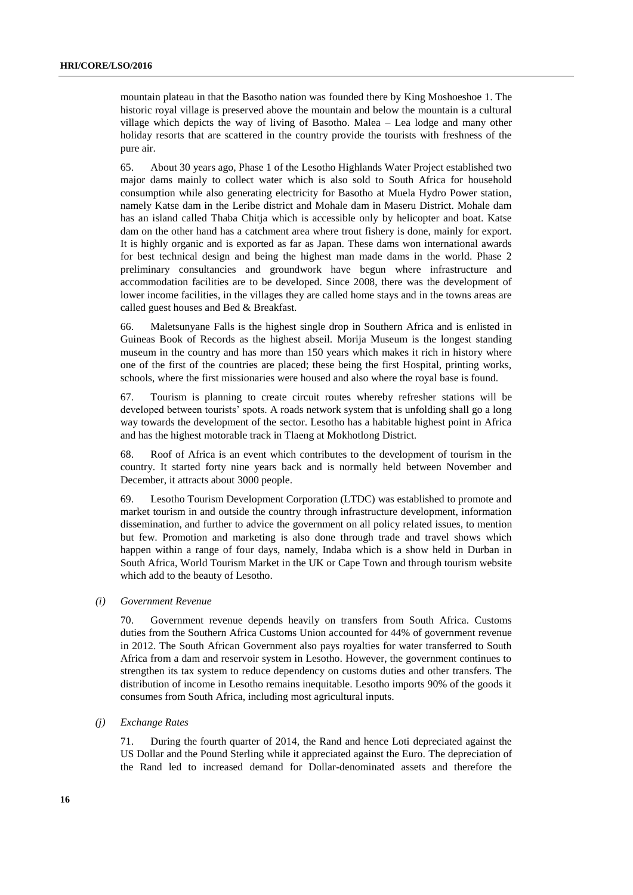mountain plateau in that the Basotho nation was founded there by King Moshoeshoe 1. The historic royal village is preserved above the mountain and below the mountain is a cultural village which depicts the way of living of Basotho. Malea – Lea lodge and many other holiday resorts that are scattered in the country provide the tourists with freshness of the pure air.

65. About 30 years ago, Phase 1 of the Lesotho Highlands Water Project established two major dams mainly to collect water which is also sold to South Africa for household consumption while also generating electricity for Basotho at Muela Hydro Power station, namely Katse dam in the Leribe district and Mohale dam in Maseru District. Mohale dam has an island called Thaba Chitja which is accessible only by helicopter and boat. Katse dam on the other hand has a catchment area where trout fishery is done, mainly for export. It is highly organic and is exported as far as Japan. These dams won international awards for best technical design and being the highest man made dams in the world. Phase 2 preliminary consultancies and groundwork have begun where infrastructure and accommodation facilities are to be developed. Since 2008, there was the development of lower income facilities, in the villages they are called home stays and in the towns areas are called guest houses and Bed & Breakfast.

66. Maletsunyane Falls is the highest single drop in Southern Africa and is enlisted in Guineas Book of Records as the highest abseil. Morija Museum is the longest standing museum in the country and has more than 150 years which makes it rich in history where one of the first of the countries are placed; these being the first Hospital, printing works, schools, where the first missionaries were housed and also where the royal base is found.

67. Tourism is planning to create circuit routes whereby refresher stations will be developed between tourists' spots. A roads network system that is unfolding shall go a long way towards the development of the sector. Lesotho has a habitable highest point in Africa and has the highest motorable track in Tlaeng at Mokhotlong District.

68. Roof of Africa is an event which contributes to the development of tourism in the country. It started forty nine years back and is normally held between November and December, it attracts about 3000 people.

69. Lesotho Tourism Development Corporation (LTDC) was established to promote and market tourism in and outside the country through infrastructure development, information dissemination, and further to advice the government on all policy related issues, to mention but few. Promotion and marketing is also done through trade and travel shows which happen within a range of four days, namely, Indaba which is a show held in Durban in South Africa, World Tourism Market in the UK or Cape Town and through tourism website which add to the beauty of Lesotho.

*(i) Government Revenue*

70. Government revenue depends heavily on transfers from South Africa. Customs duties from the Southern Africa Customs Union accounted for 44% of government revenue in 2012. The South African Government also pays royalties for water transferred to South Africa from a dam and reservoir system in Lesotho. However, the government continues to strengthen its tax system to reduce dependency on customs duties and other transfers. The distribution of income in Lesotho remains inequitable. Lesotho imports 90% of the goods it consumes from South Africa, including most agricultural inputs.

*(j) Exchange Rates*

71. During the fourth quarter of 2014, the Rand and hence Loti depreciated against the US Dollar and the Pound Sterling while it appreciated against the Euro. The depreciation of the Rand led to increased demand for Dollar-denominated assets and therefore the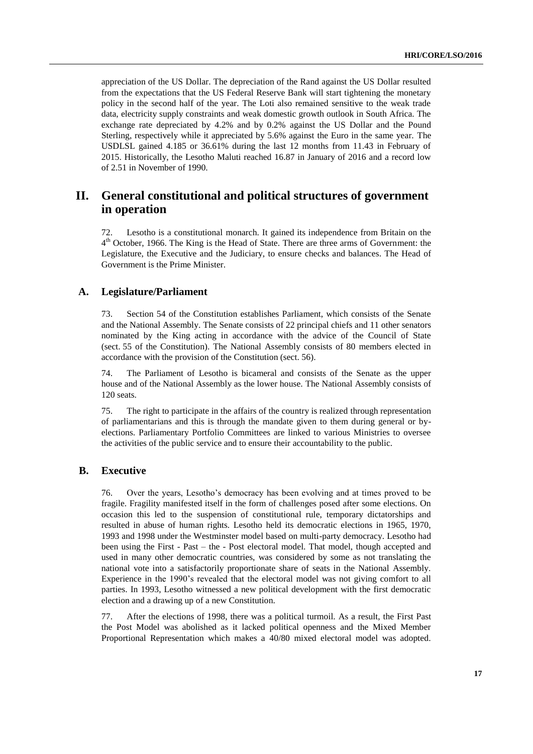appreciation of the US Dollar. The depreciation of the Rand against the US Dollar resulted from the expectations that the US Federal Reserve Bank will start tightening the monetary policy in the second half of the year. The Loti also remained sensitive to the weak trade data, electricity supply constraints and weak domestic growth outlook in South Africa. The exchange rate depreciated by 4.2% and by 0.2% against the US Dollar and the Pound Sterling, respectively while it appreciated by 5.6% against the Euro in the same year. The USDLSL gained 4.185 or 36.61% during the last 12 months from 11.43 in February of 2015. Historically, the Lesotho Maluti reached 16.87 in January of 2016 and a record low of 2.51 in November of 1990.

# II. General constitutional and political structures of government in operation

72. Lesotho is a constitutional monarch. It gained its independence from Britain on the 4th October, 1966. The King is the Head of State. There are three arms of Government: the Legislature, the Executive and the Judiciary, to ensure checks and balances. The Head of Government is the Prime Minister.

## A. Legislature/Parliament

73. Section 54 of the Constitution establishes Parliament, which consists of the Senate and the National Assembly. The Senate consists of 22 principal chiefs and 11 other senators nominated by the King acting in accordance with the advice of the Council of State (sect. 55 of the Constitution). The National Assembly consists of 80 members elected in accordance with the provision of the Constitution (sect. 56).

74. The Parliament of Lesotho is bicameral and consists of the Senate as the upper house and of the National Assembly as the lower house. The National Assembly consists of 120 seats.

75. The right to participate in the affairs of the country is realized through representation of parliamentarians and this is through the mandate given to them during general or by-elections. Parliamentary Portfolio Committees are linked to various Ministries to oversee the activities of the public service and to ensure their accountability to the public.

## B. Executive

76. Over the years, Lesotho's democracy has been evolving and at times proved to be fragile. Fragility manifested itself in the form of challenges posed after some elections. On occasion this led to the suspension of constitutional rule, temporary dictatorships and resulted in abuse of human rights. Lesotho held its democratic elections in 1965, 1970, 1993 and 1998 under the Westminster model based on multi-party democracy. Lesotho had been using the First - Past – the - Post electoral model. That model, though accepted and used in many other democratic countries, was considered by some as not translating the national vote into a satisfactorily proportionate share of seats in the National Assembly. Experience in the 1990's revealed that the electoral model was not giving comfort to all parties. In 1993, Lesotho witnessed a new political development with the first democratic election and a drawing up of a new Constitution.

77. After the elections of 1998, there was a political turmoil. As a result, the First Past the Post Model was abolished as it lacked political openness and the Mixed Member Proportional Representation which makes a 40/80 mixed electoral model was adopted.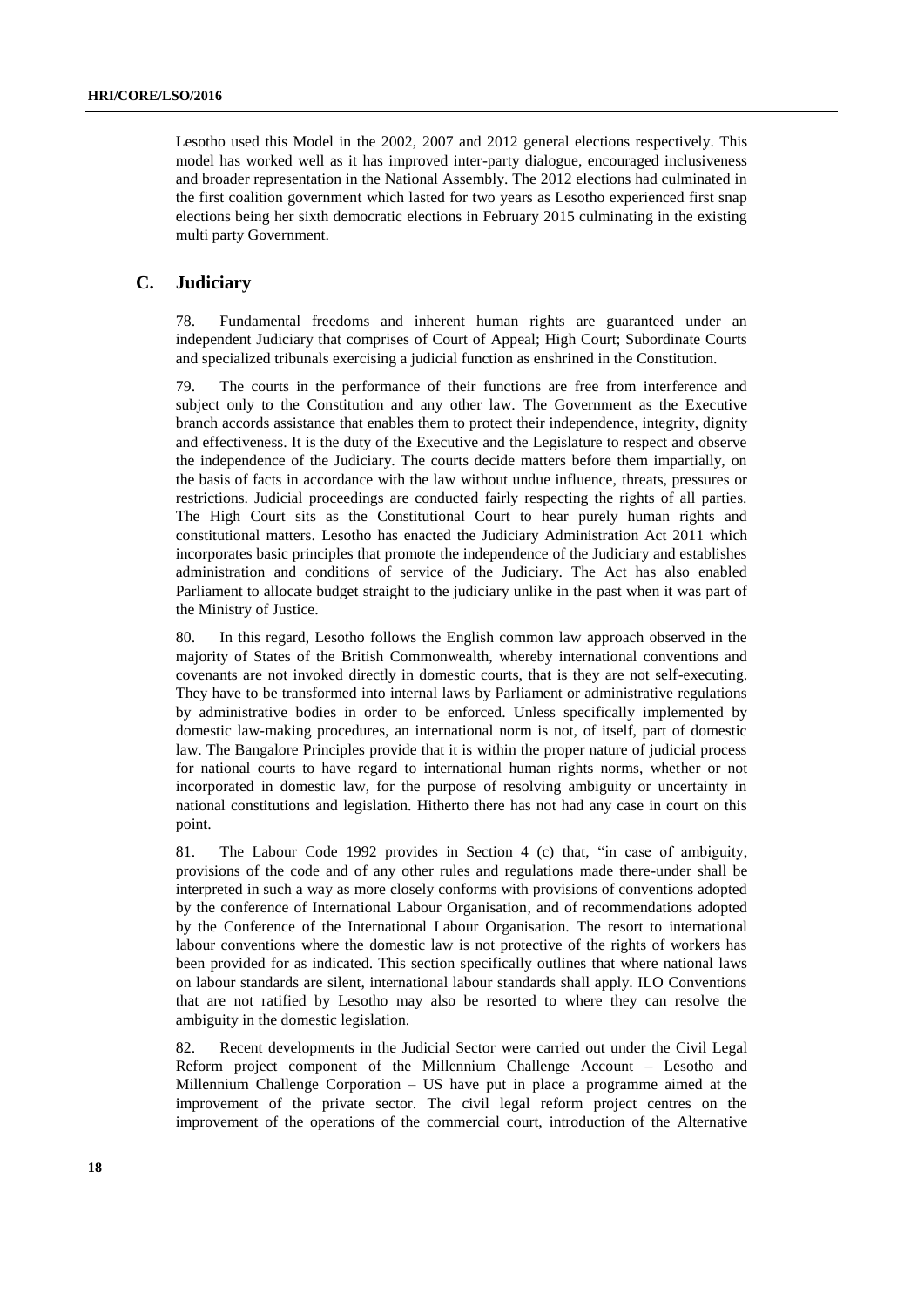Lesotho used this Model in the 2002, 2007 and 2012 general elections respectively. This model has worked well as it has improved inter-party dialogue, encouraged inclusiveness and broader representation in the National Assembly. The 2012 elections had culminated in the first coalition government which lasted for two years as Lesotho experienced first snap elections being her sixth democratic elections in February 2015 culminating in the existing multi party Government.

## C. Judiciary

78. Fundamental freedoms and inherent human rights are guaranteed under an independent Judiciary that comprises of Court of Appeal; High Court; Subordinate Courts and specialized tribunals exercising a judicial function as enshrined in the Constitution.

79. The courts in the performance of their functions are free from interference and subject only to the Constitution and any other law. The Government as the Executive branch accords assistance that enables them to protect their independence, integrity, dignity and effectiveness. It is the duty of the Executive and the Legislature to respect and observe the independence of the Judiciary. The courts decide matters before them impartially, on the basis of facts in accordance with the law without undue influence, threats, pressures or restrictions. Judicial proceedings are conducted fairly respecting the rights of all parties. The High Court sits as the Constitutional Court to hear purely human rights and constitutional matters. Lesotho has enacted the Judiciary Administration Act 2011 which incorporates basic principles that promote the independence of the Judiciary and establishes administration and conditions of service of the Judiciary. The Act has also enabled Parliament to allocate budget straight to the judiciary unlike in the past when it was part of the Ministry of Justice.

80. In this regard, Lesotho follows the English common law approach observed in the majority of States of the British Commonwealth, whereby international conventions and covenants are not invoked directly in domestic courts, that is they are not self-executing. They have to be transformed into internal laws by Parliament or administrative regulations by administrative bodies in order to be enforced. Unless specifically implemented by domestic law-making procedures, an international norm is not, of itself, part of domestic law. The Bangalore Principles provide that it is within the proper nature of judicial process for national courts to have regard to international human rights norms, whether or not incorporated in domestic law, for the purpose of resolving ambiguity or uncertainty in national constitutions and legislation. Hitherto there has not had any case in court on this point.

81. The Labour Code 1992 provides in Section 4 (c) that, "in case of ambiguity, provisions of the code and of any other rules and regulations made there-under shall be interpreted in such a way as more closely conforms with provisions of conventions adopted by the conference of International Labour Organisation, and of recommendations adopted by the Conference of the International Labour Organisation. The resort to international labour conventions where the domestic law is not protective of the rights of workers has been provided for as indicated. This section specifically outlines that where national laws on labour standards are silent, international labour standards shall apply. ILO Conventions that are not ratified by Lesotho may also be resorted to where they can resolve the ambiguity in the domestic legislation.

82. Recent developments in the Judicial Sector were carried out under the Civil Legal Reform project component of the Millennium Challenge Account – Lesotho and Millennium Challenge Corporation – US have put in place a programme aimed at the improvement of the private sector. The civil legal reform project centres on the improvement of the operations of the commercial court, introduction of the Alternative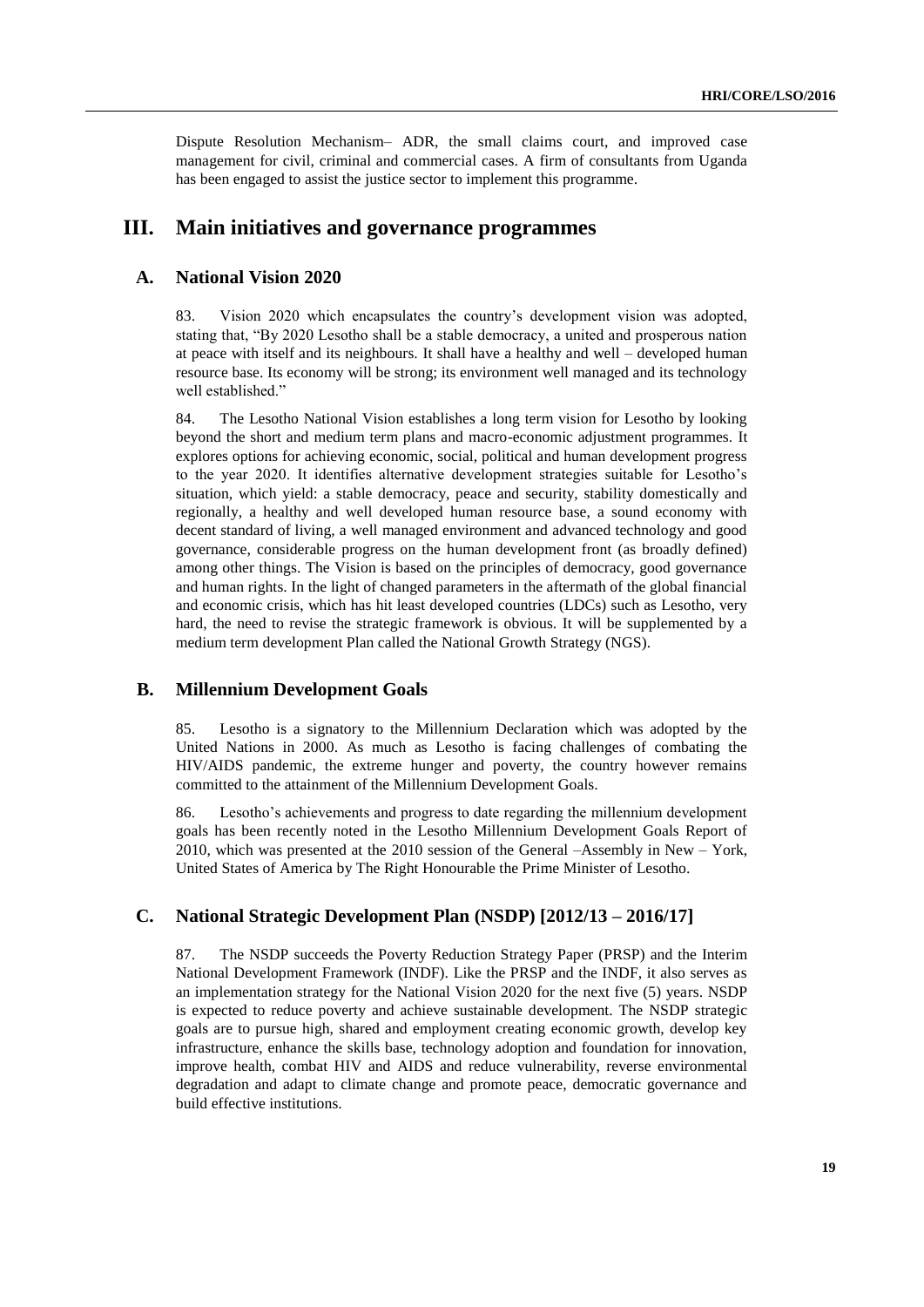Dispute Resolution Mechanism– ADR, the small claims court, and improved case management for civil, criminal and commercial cases. A firm of consultants from Uganda has been engaged to assist the justice sector to implement this programme.

## III. Main initiatives and governance programmes

### A. National Vision 2020

83. Vision 2020 which encapsulates the country's development vision was adopted, stating that, "By 2020 Lesotho shall be a stable democracy, a united and prosperous nation at peace with itself and its neighbours. It shall have a healthy and well – developed human resource base. Its economy will be strong; its environment well managed and its technology well established."

84. The Lesotho National Vision establishes a long term vision for Lesotho by looking beyond the short and medium term plans and macro-economic adjustment programmes. It explores options for achieving economic, social, political and human development progress to the year 2020. It identifies alternative development strategies suitable for Lesotho's situation, which yield: a stable democracy, peace and security, stability domestically and regionally, a healthy and well developed human resource base, a sound economy with decent standard of living, a well managed environment and advanced technology and good governance, considerable progress on the human development front (as broadly defined) among other things. The Vision is based on the principles of democracy, good governance and human rights. In the light of changed parameters in the aftermath of the global financial and economic crisis, which has hit least developed countries (LDCs) such as Lesotho, very hard, the need to revise the strategic framework is obvious. It will be supplemented by a medium term development Plan called the National Growth Strategy (NGS).

### B. Millennium Development Goals

85. Lesotho is a signatory to the Millennium Declaration which was adopted by the United Nations in 2000. As much as Lesotho is facing challenges of combating the HIV/AIDS pandemic, the extreme hunger and poverty, the country however remains committed to the attainment of the Millennium Development Goals.

86. Lesotho's achievements and progress to date regarding the millennium development goals has been recently noted in the Lesotho Millennium Development Goals Report of 2010, which was presented at the 2010 session of the General –Assembly in New – York, United States of America by The Right Honourable the Prime Minister of Lesotho.

### C. National Strategic Development Plan (NSDP) [2012/13 – 2016/17]

87. The NSDP succeeds the Poverty Reduction Strategy Paper (PRSP) and the Interim National Development Framework (INDF). Like the PRSP and the INDF, it also serves as an implementation strategy for the National Vision 2020 for the next five (5) years. NSDP is expected to reduce poverty and achieve sustainable development. The NSDP strategic goals are to pursue high, shared and employment creating economic growth, develop key infrastructure, enhance the skills base, technology adoption and foundation for innovation, improve health, combat HIV and AIDS and reduce vulnerability, reverse environmental degradation and adapt to climate change and promote peace, democratic governance and build effective institutions.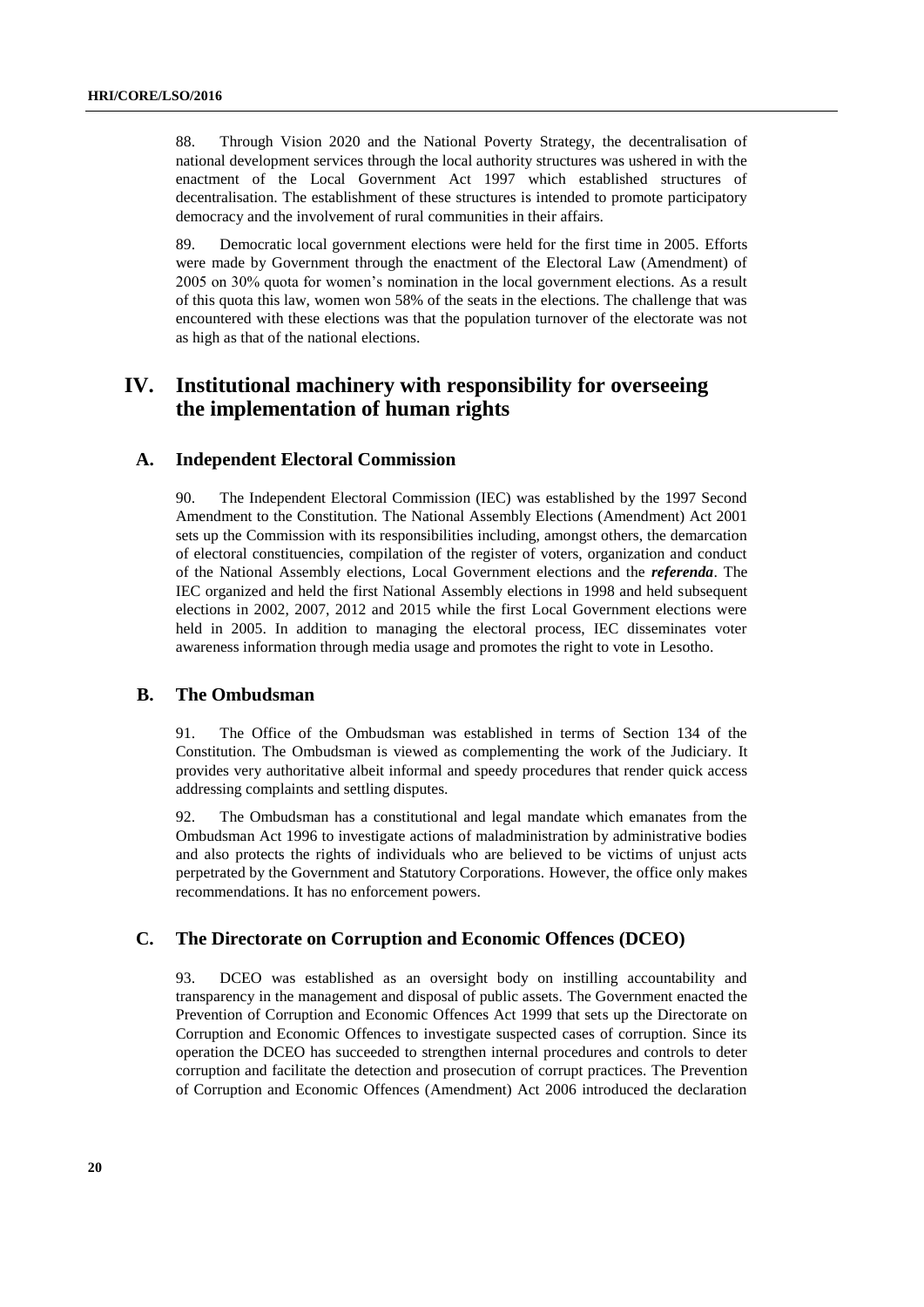88. Through Vision 2020 and the National Poverty Strategy, the decentralisation of national development services through the local authority structures was ushered in with the enactment of the Local Government Act 1997 which established structures of decentralisation. The establishment of these structures is intended to promote participatory democracy and the involvement of rural communities in their affairs.

89. Democratic local government elections were held for the first time in 2005. Efforts were made by Government through the enactment of the Electoral Law (Amendment) of 2005 on 30% quota for women's nomination in the local government elections. As a result of this quota this law, women won 58% of the seats in the elections. The challenge that was encountered with these elections was that the population turnover of the electorate was not as high as that of the national elections.

# IV. Institutional machinery with responsibility for overseeing the implementation of human rights

## A. Independent Electoral Commission

90. The Independent Electoral Commission (IEC) was established by the 1997 Second Amendment to the Constitution. The National Assembly Elections (Amendment) Act 2001 sets up the Commission with its responsibilities including, amongst others, the demarcation of electoral constituencies, compilation of the register of voters, organization and conduct of the National Assembly elections, Local Government elections and the ***referenda***. The IEC organized and held the first National Assembly elections in 1998 and held subsequent elections in 2002, 2007, 2012 and 2015 while the first Local Government elections were held in 2005. In addition to managing the electoral process, IEC disseminates voter awareness information through media usage and promotes the right to vote in Lesotho.

## B. The Ombudsman

91. The Office of the Ombudsman was established in terms of Section 134 of the Constitution. The Ombudsman is viewed as complementing the work of the Judiciary. It provides very authoritative albeit informal and speedy procedures that render quick access addressing complaints and settling disputes.

92. The Ombudsman has a constitutional and legal mandate which emanates from the Ombudsman Act 1996 to investigate actions of maladministration by administrative bodies and also protects the rights of individuals who are believed to be victims of unjust acts perpetrated by the Government and Statutory Corporations. However, the office only makes recommendations. It has no enforcement powers.

## C. The Directorate on Corruption and Economic Offences (DCEO)

93. DCEO was established as an oversight body on instilling accountability and transparency in the management and disposal of public assets. The Government enacted the Prevention of Corruption and Economic Offences Act 1999 that sets up the Directorate on Corruption and Economic Offences to investigate suspected cases of corruption. Since its operation the DCEO has succeeded to strengthen internal procedures and controls to deter corruption and facilitate the detection and prosecution of corrupt practices. The Prevention of Corruption and Economic Offences (Amendment) Act 2006 introduced the declaration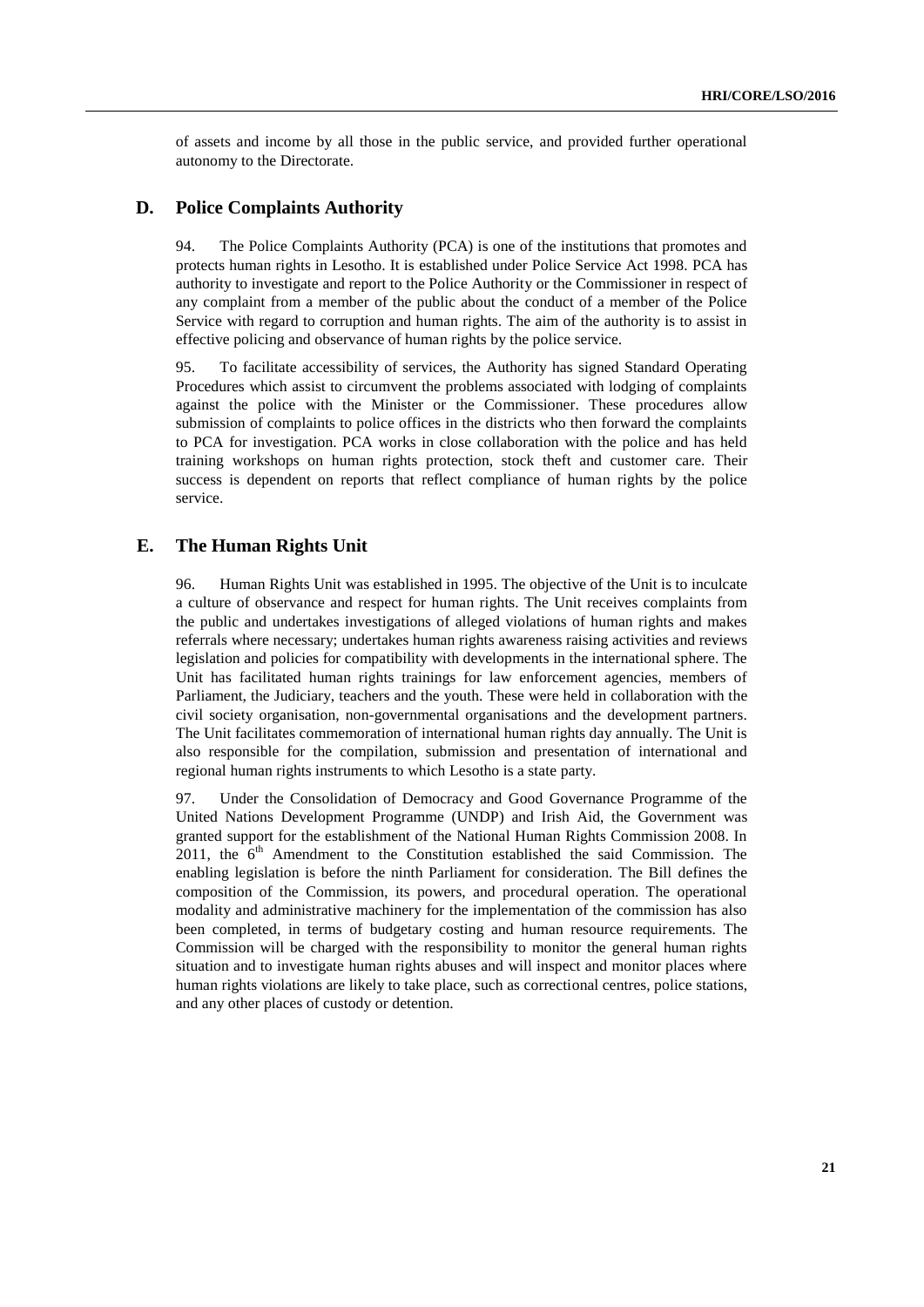of assets and income by all those in the public service, and provided further operational autonomy to the Directorate.

## D. Police Complaints Authority

94. The Police Complaints Authority (PCA) is one of the institutions that promotes and protects human rights in Lesotho. It is established under Police Service Act 1998. PCA has authority to investigate and report to the Police Authority or the Commissioner in respect of any complaint from a member of the public about the conduct of a member of the Police Service with regard to corruption and human rights. The aim of the authority is to assist in effective policing and observance of human rights by the police service.

95. To facilitate accessibility of services, the Authority has signed Standard Operating Procedures which assist to circumvent the problems associated with lodging of complaints against the police with the Minister or the Commissioner. These procedures allow submission of complaints to police offices in the districts who then forward the complaints to PCA for investigation. PCA works in close collaboration with the police and has held training workshops on human rights protection, stock theft and customer care. Their success is dependent on reports that reflect compliance of human rights by the police service.

## E. The Human Rights Unit

96. Human Rights Unit was established in 1995. The objective of the Unit is to inculcate a culture of observance and respect for human rights. The Unit receives complaints from the public and undertakes investigations of alleged violations of human rights and makes referrals where necessary; undertakes human rights awareness raising activities and reviews legislation and policies for compatibility with developments in the international sphere. The Unit has facilitated human rights trainings for law enforcement agencies, members of Parliament, the Judiciary, teachers and the youth. These were held in collaboration with the civil society organisation, non-governmental organisations and the development partners. The Unit facilitates commemoration of international human rights day annually. The Unit is also responsible for the compilation, submission and presentation of international and regional human rights instruments to which Lesotho is a state party.

97. Under the Consolidation of Democracy and Good Governance Programme of the United Nations Development Programme (UNDP) and Irish Aid, the Government was granted support for the establishment of the National Human Rights Commission 2008. In 2011, the 6th Amendment to the Constitution established the said Commission. The enabling legislation is before the ninth Parliament for consideration. The Bill defines the composition of the Commission, its powers, and procedural operation. The operational modality and administrative machinery for the implementation of the commission has also been completed, in terms of budgetary costing and human resource requirements. The Commission will be charged with the responsibility to monitor the general human rights situation and to investigate human rights abuses and will inspect and monitor places where human rights violations are likely to take place, such as correctional centres, police stations, and any other places of custody or detention.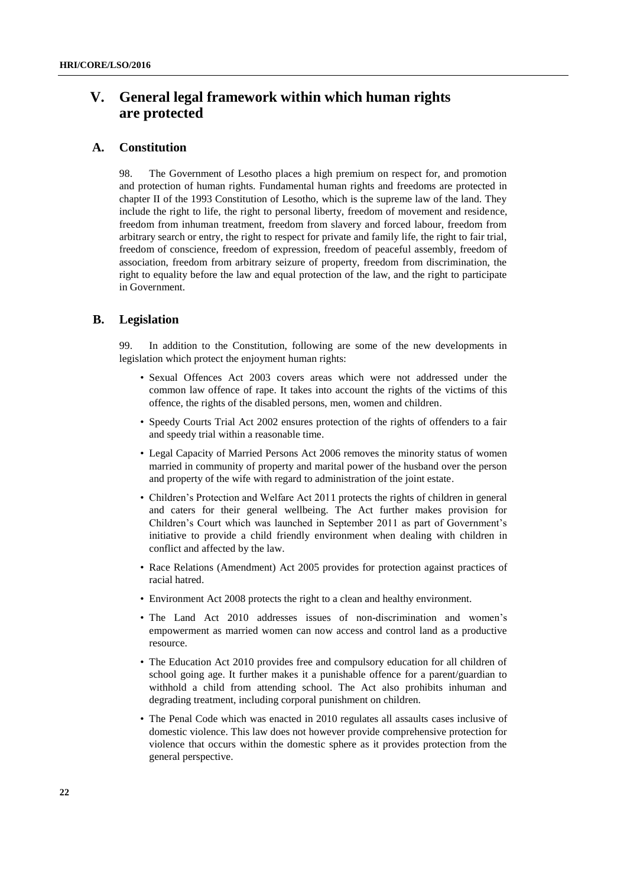# V. General legal framework within which human rights are protected

## A. Constitution

98. The Government of Lesotho places a high premium on respect for, and promotion and protection of human rights. Fundamental human rights and freedoms are protected in chapter II of the 1993 Constitution of Lesotho, which is the supreme law of the land. They include the right to life, the right to personal liberty, freedom of movement and residence, freedom from inhuman treatment, freedom from slavery and forced labour, freedom from arbitrary search or entry, the right to respect for private and family life, the right to fair trial, freedom of conscience, freedom of expression, freedom of peaceful assembly, freedom of association, freedom from arbitrary seizure of property, freedom from discrimination, the right to equality before the law and equal protection of the law, and the right to participate in Government.

## B. Legislation

99. In addition to the Constitution, following are some of the new developments in legislation which protect the enjoyment human rights:

- Sexual Offences Act 2003 covers areas which were not addressed under the common law offence of rape. It takes into account the rights of the victims of this offence, the rights of the disabled persons, men, women and children.
- Speedy Courts Trial Act 2002 ensures protection of the rights of offenders to a fair and speedy trial within a reasonable time.
- Legal Capacity of Married Persons Act 2006 removes the minority status of women married in community of property and marital power of the husband over the person and property of the wife with regard to administration of the joint estate.
- Children's Protection and Welfare Act 2011 protects the rights of children in general and caters for their general wellbeing. The Act further makes provision for Children's Court which was launched in September 2011 as part of Government's initiative to provide a child friendly environment when dealing with children in conflict and affected by the law.
- Race Relations (Amendment) Act 2005 provides for protection against practices of racial hatred.
- Environment Act 2008 protects the right to a clean and healthy environment.
- The Land Act 2010 addresses issues of non-discrimination and women's empowerment as married women can now access and control land as a productive resource.
- The Education Act 2010 provides free and compulsory education for all children of school going age. It further makes it a punishable offence for a parent/guardian to withhold a child from attending school. The Act also prohibits inhuman and degrading treatment, including corporal punishment on children.
- The Penal Code which was enacted in 2010 regulates all assaults cases inclusive of domestic violence. This law does not however provide comprehensive protection for violence that occurs within the domestic sphere as it provides protection from the general perspective.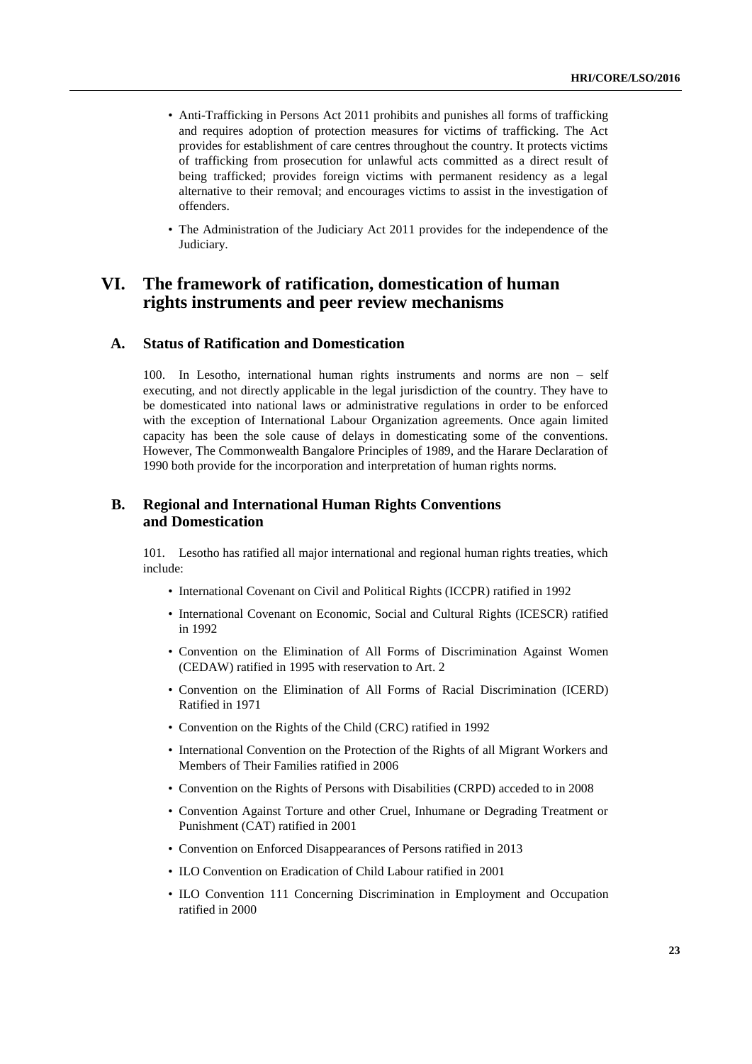- Anti-Trafficking in Persons Act 2011 prohibits and punishes all forms of trafficking and requires adoption of protection measures for victims of trafficking. The Act provides for establishment of care centres throughout the country. It protects victims of trafficking from prosecution for unlawful acts committed as a direct result of being trafficked; provides foreign victims with permanent residency as a legal alternative to their removal; and encourages victims to assist in the investigation of offenders.
- The Administration of the Judiciary Act 2011 provides for the independence of the Judiciary.

# VI. The framework of ratification, domestication of human rights instruments and peer review mechanisms

## A. Status of Ratification and Domestication

100. In Lesotho, international human rights instruments and norms are non – self executing, and not directly applicable in the legal jurisdiction of the country. They have to be domesticated into national laws or administrative regulations in order to be enforced with the exception of International Labour Organization agreements. Once again limited capacity has been the sole cause of delays in domesticating some of the conventions. However, The Commonwealth Bangalore Principles of 1989, and the Harare Declaration of 1990 both provide for the incorporation and interpretation of human rights norms.

## B. Regional and International Human Rights Conventions and Domestication

101. Lesotho has ratified all major international and regional human rights treaties, which include:

- International Covenant on Civil and Political Rights (ICCPR) ratified in 1992
- International Covenant on Economic, Social and Cultural Rights (ICESCR) ratified in 1992
- Convention on the Elimination of All Forms of Discrimination Against Women (CEDAW) ratified in 1995 with reservation to Art. 2
- Convention on the Elimination of All Forms of Racial Discrimination (ICERD) Ratified in 1971
- Convention on the Rights of the Child (CRC) ratified in 1992
- International Convention on the Protection of the Rights of all Migrant Workers and Members of Their Families ratified in 2006
- Convention on the Rights of Persons with Disabilities (CRPD) acceded to in 2008
- Convention Against Torture and other Cruel, Inhumane or Degrading Treatment or Punishment (CAT) ratified in 2001
- Convention on Enforced Disappearances of Persons ratified in 2013
- ILO Convention on Eradication of Child Labour ratified in 2001
- ILO Convention 111 Concerning Discrimination in Employment and Occupation ratified in 2000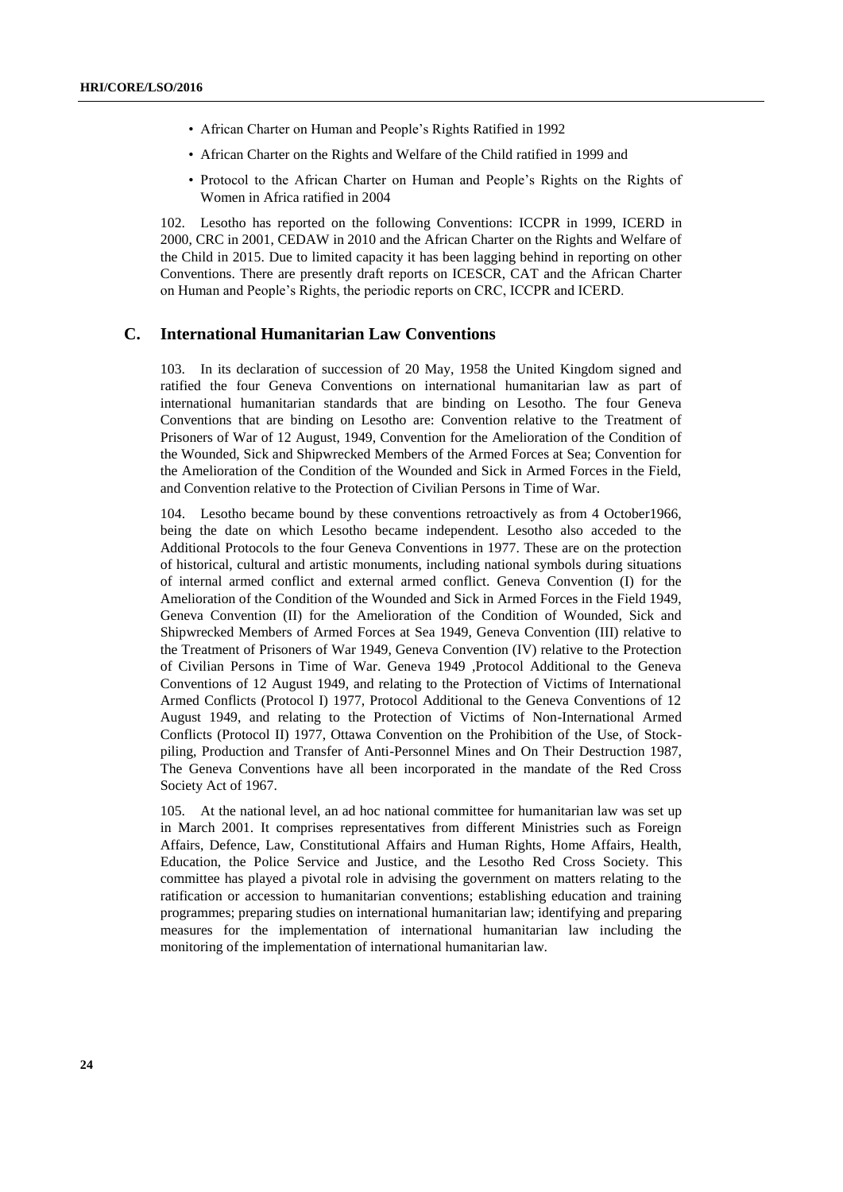- African Charter on Human and People's Rights Ratified in 1992
- African Charter on the Rights and Welfare of the Child ratified in 1999 and
- Protocol to the African Charter on Human and People's Rights on the Rights of Women in Africa ratified in 2004

102. Lesotho has reported on the following Conventions: ICCPR in 1999, ICERD in 2000, CRC in 2001, CEDAW in 2010 and the African Charter on the Rights and Welfare of the Child in 2015. Due to limited capacity it has been lagging behind in reporting on other Conventions. There are presently draft reports on ICESCR, CAT and the African Charter on Human and People's Rights, the periodic reports on CRC, ICCPR and ICERD.

## C. International Humanitarian Law Conventions

103. In its declaration of succession of 20 May, 1958 the United Kingdom signed and ratified the four Geneva Conventions on international humanitarian law as part of international humanitarian standards that are binding on Lesotho. The four Geneva Conventions that are binding on Lesotho are: Convention relative to the Treatment of Prisoners of War of 12 August, 1949, Convention for the Amelioration of the Condition of the Wounded, Sick and Shipwrecked Members of the Armed Forces at Sea; Convention for the Amelioration of the Condition of the Wounded and Sick in Armed Forces in the Field, and Convention relative to the Protection of Civilian Persons in Time of War.

104. Lesotho became bound by these conventions retroactively as from 4 October1966, being the date on which Lesotho became independent. Lesotho also acceded to the Additional Protocols to the four Geneva Conventions in 1977. These are on the protection of historical, cultural and artistic monuments, including national symbols during situations of internal armed conflict and external armed conflict. Geneva Convention (I) for the Amelioration of the Condition of the Wounded and Sick in Armed Forces in the Field 1949, Geneva Convention (II) for the Amelioration of the Condition of Wounded, Sick and Shipwrecked Members of Armed Forces at Sea 1949, Geneva Convention (III) relative to the Treatment of Prisoners of War 1949, Geneva Convention (IV) relative to the Protection of Civilian Persons in Time of War. Geneva 1949 ,Protocol Additional to the Geneva Conventions of 12 August 1949, and relating to the Protection of Victims of International Armed Conflicts (Protocol I) 1977, Protocol Additional to the Geneva Conventions of 12 August 1949, and relating to the Protection of Victims of Non-International Armed Conflicts (Protocol II) 1977, Ottawa Convention on the Prohibition of the Use, of Stock-piling, Production and Transfer of Anti-Personnel Mines and On Their Destruction 1987, The Geneva Conventions have all been incorporated in the mandate of the Red Cross Society Act of 1967.

105. At the national level, an ad hoc national committee for humanitarian law was set up in March 2001. It comprises representatives from different Ministries such as Foreign Affairs, Defence, Law, Constitutional Affairs and Human Rights, Home Affairs, Health, Education, the Police Service and Justice, and the Lesotho Red Cross Society. This committee has played a pivotal role in advising the government on matters relating to the ratification or accession to humanitarian conventions; establishing education and training programmes; preparing studies on international humanitarian law; identifying and preparing measures for the implementation of international humanitarian law including the monitoring of the implementation of international humanitarian law.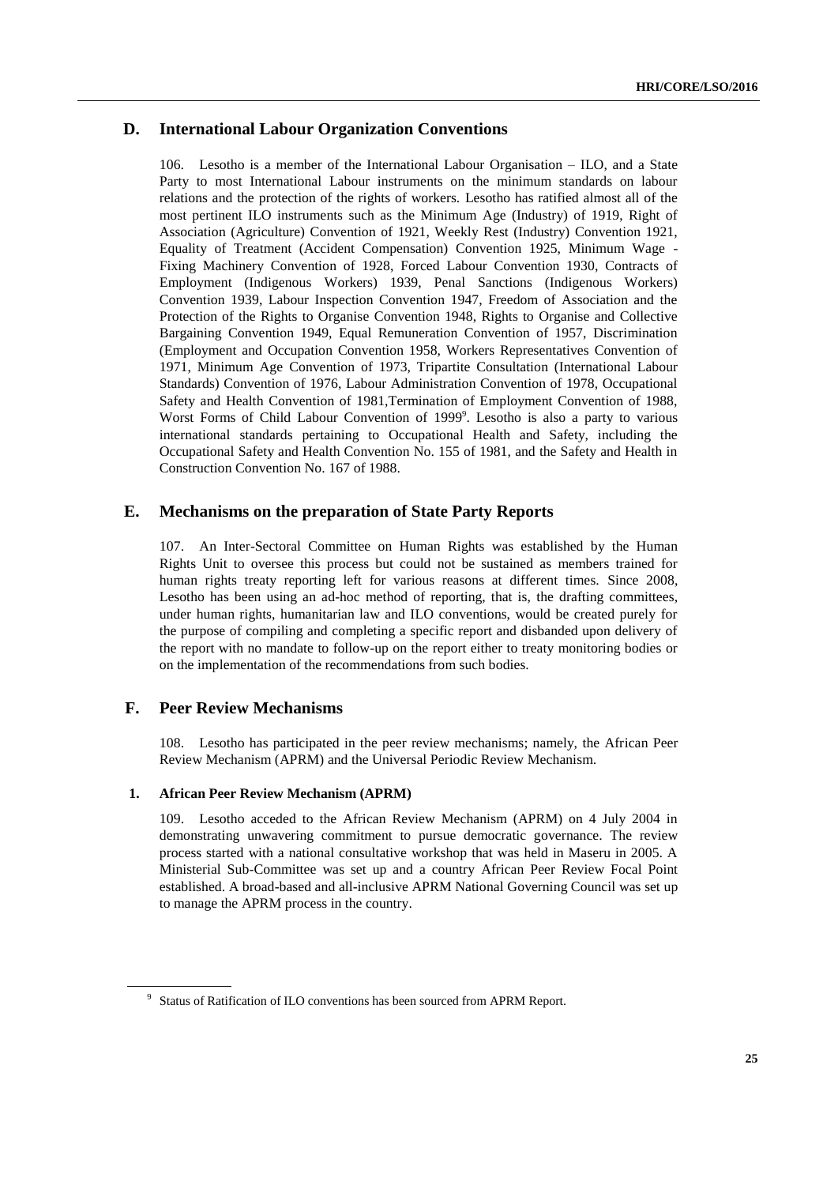## D. International Labour Organization Conventions

106. Lesotho is a member of the International Labour Organisation – ILO, and a State Party to most International Labour instruments on the minimum standards on labour relations and the protection of the rights of workers. Lesotho has ratified almost all of the most pertinent ILO instruments such as the Minimum Age (Industry) of 1919, Right of Association (Agriculture) Convention of 1921, Weekly Rest (Industry) Convention 1921, Equality of Treatment (Accident Compensation) Convention 1925, Minimum Wage - Fixing Machinery Convention of 1928, Forced Labour Convention 1930, Contracts of Employment (Indigenous Workers) 1939, Penal Sanctions (Indigenous Workers) Convention 1939, Labour Inspection Convention 1947, Freedom of Association and the Protection of the Rights to Organise Convention 1948, Rights to Organise and Collective Bargaining Convention 1949, Equal Remuneration Convention of 1957, Discrimination (Employment and Occupation Convention 1958, Workers Representatives Convention of 1971, Minimum Age Convention of 1973, Tripartite Consultation (International Labour Standards) Convention of 1976, Labour Administration Convention of 1978, Occupational Safety and Health Convention of 1981,Termination of Employment Convention of 1988, Worst Forms of Child Labour Convention of 1999[9]. Lesotho is also a party to various international standards pertaining to Occupational Health and Safety, including the Occupational Safety and Health Convention No. 155 of 1981, and the Safety and Health in Construction Convention No. 167 of 1988.

## E. Mechanisms on the preparation of State Party Reports

107. An Inter-Sectoral Committee on Human Rights was established by the Human Rights Unit to oversee this process but could not be sustained as members trained for human rights treaty reporting left for various reasons at different times. Since 2008, Lesotho has been using an ad-hoc method of reporting, that is, the drafting committees, under human rights, humanitarian law and ILO conventions, would be created purely for the purpose of compiling and completing a specific report and disbanded upon delivery of the report with no mandate to follow-up on the report either to treaty monitoring bodies or on the implementation of the recommendations from such bodies.

## F. Peer Review Mechanisms

108. Lesotho has participated in the peer review mechanisms; namely, the African Peer Review Mechanism (APRM) and the Universal Periodic Review Mechanism.

### 1. African Peer Review Mechanism (APRM)

109. Lesotho acceded to the African Review Mechanism (APRM) on 4 July 2004 in demonstrating unwavering commitment to pursue democratic governance. The review process started with a national consultative workshop that was held in Maseru in 2005. A Ministerial Sub-Committee was set up and a country African Peer Review Focal Point established. A broad-based and all-inclusive APRM National Governing Council was set up to manage the APRM process in the country.

---

[9] Status of Ratification of ILO conventions has been sourced from APRM Report.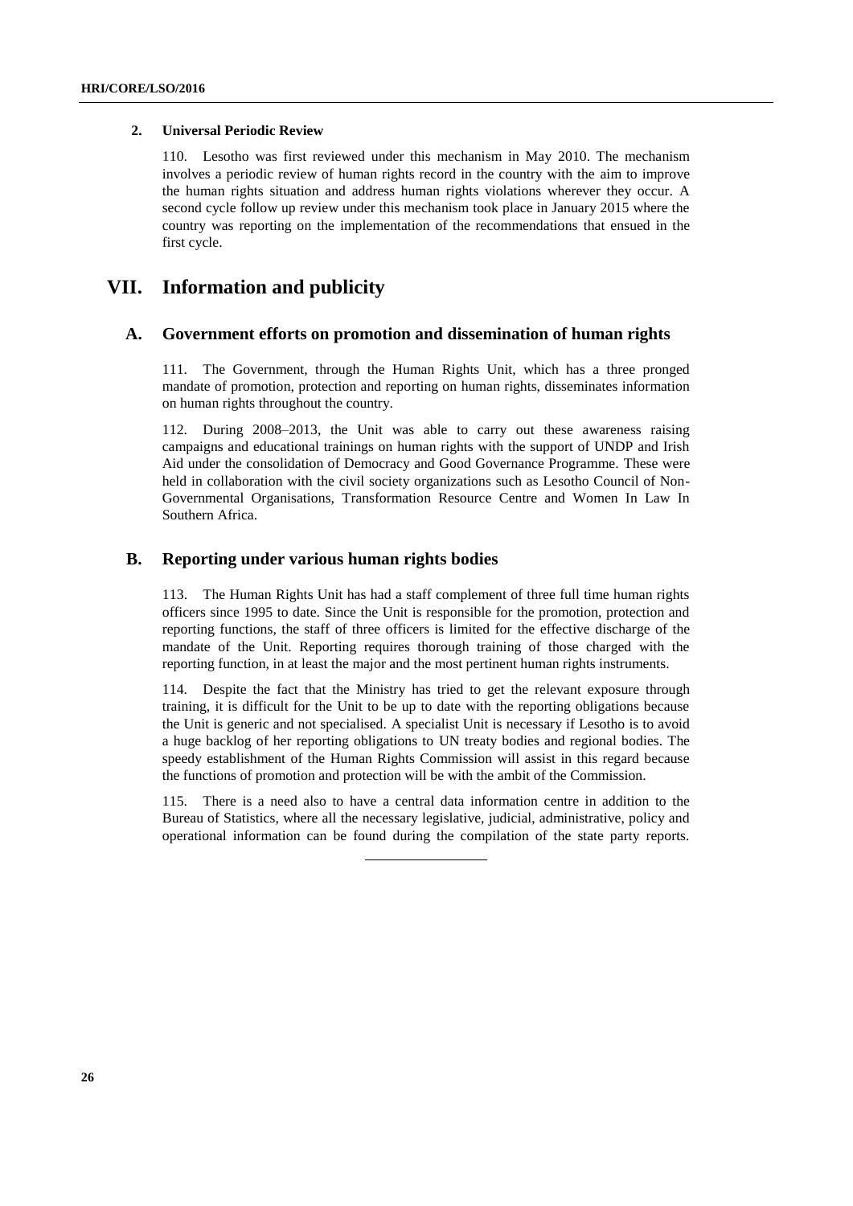### 2. Universal Periodic Review

110. Lesotho was first reviewed under this mechanism in May 2010. The mechanism involves a periodic review of human rights record in the country with the aim to improve the human rights situation and address human rights violations wherever they occur. A second cycle follow up review under this mechanism took place in January 2015 where the country was reporting on the implementation of the recommendations that ensued in the first cycle.

# VII. Information and publicity

## A. Government efforts on promotion and dissemination of human rights

111. The Government, through the Human Rights Unit, which has a three pronged mandate of promotion, protection and reporting on human rights, disseminates information on human rights throughout the country.

112. During 2008–2013, the Unit was able to carry out these awareness raising campaigns and educational trainings on human rights with the support of UNDP and Irish Aid under the consolidation of Democracy and Good Governance Programme. These were held in collaboration with the civil society organizations such as Lesotho Council of Non-Governmental Organisations, Transformation Resource Centre and Women In Law In Southern Africa.

## B. Reporting under various human rights bodies

113. The Human Rights Unit has had a staff complement of three full time human rights officers since 1995 to date. Since the Unit is responsible for the promotion, protection and reporting functions, the staff of three officers is limited for the effective discharge of the mandate of the Unit. Reporting requires thorough training of those charged with the reporting function, in at least the major and the most pertinent human rights instruments.

114. Despite the fact that the Ministry has tried to get the relevant exposure through training, it is difficult for the Unit to be up to date with the reporting obligations because the Unit is generic and not specialised. A specialist Unit is necessary if Lesotho is to avoid a huge backlog of her reporting obligations to UN treaty bodies and regional bodies. The speedy establishment of the Human Rights Commission will assist in this regard because the functions of promotion and protection will be with the ambit of the Commission.

115. There is a need also to have a central data information centre in addition to the Bureau of Statistics, where all the necessary legislative, judicial, administrative, policy and operational information can be found during the compilation of the state party reports.